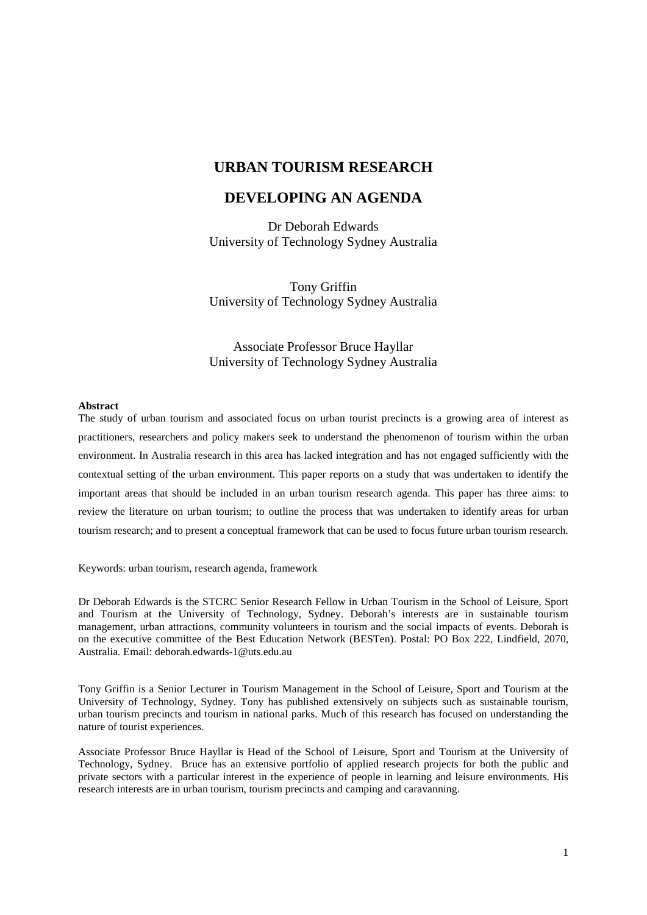# URBAN TOURISM RESEARCH

# DEVELOPING AN AGENDA

Dr Deborah Edwards
University of Technology Sydney Australia

Tony Griffin
University of Technology Sydney Australia

Associate Professor Bruce Hayllar
University of Technology Sydney Australia

**Abstract**

The study of urban tourism and associated focus on urban tourist precincts is a growing area of interest as practitioners, researchers and policy makers seek to understand the phenomenon of tourism within the urban environment. In Australia research in this area has lacked integration and has not engaged sufficiently with the contextual setting of the urban environment. This paper reports on a study that was undertaken to identify the important areas that should be included in an urban tourism research agenda. This paper has three aims: to review the literature on urban tourism; to outline the process that was undertaken to identify areas for urban tourism research; and to present a conceptual framework that can be used to focus future urban tourism research.

Keywords: urban tourism, research agenda, framework

Dr Deborah Edwards is the STCRC Senior Research Fellow in Urban Tourism in the School of Leisure, Sport and Tourism at the University of Technology, Sydney. Deborah's interests are in sustainable tourism management, urban attractions, community volunteers in tourism and the social impacts of events. Deborah is on the executive committee of the Best Education Network (BESTen). Postal: PO Box 222, Lindfield, 2070, Australia. Email: deborah.edwards-1@uts.edu.au

Tony Griffin is a Senior Lecturer in Tourism Management in the School of Leisure, Sport and Tourism at the University of Technology, Sydney. Tony has published extensively on subjects such as sustainable tourism, urban tourism precincts and tourism in national parks. Much of this research has focused on understanding the nature of tourist experiences.

Associate Professor Bruce Hayllar is Head of the School of Leisure, Sport and Tourism at the University of Technology, Sydney. Bruce has an extensive portfolio of applied research projects for both the public and private sectors with a particular interest in the experience of people in learning and leisure environments. His research interests are in urban tourism, tourism precincts and camping and caravanning.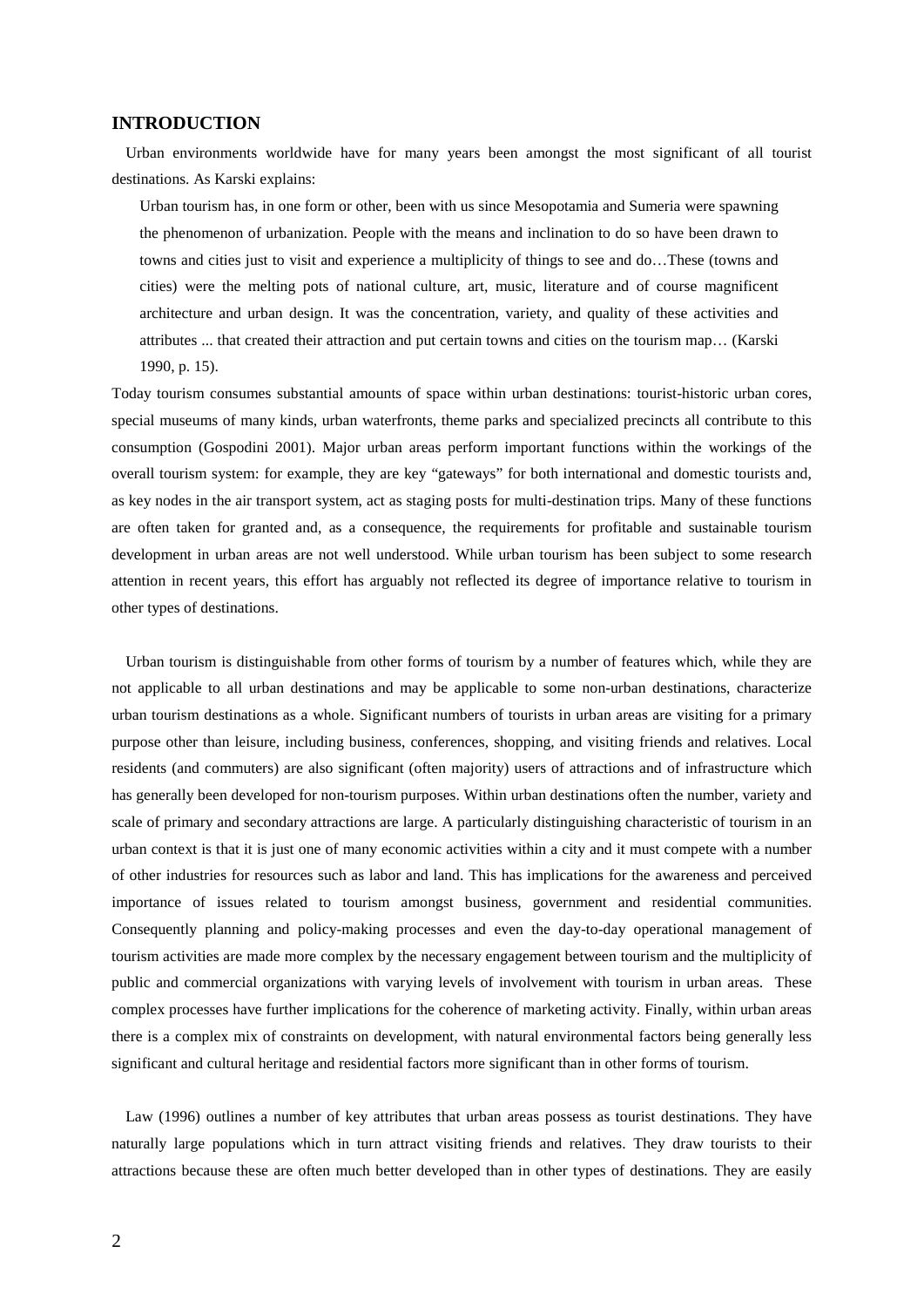## INTRODUCTION

Urban environments worldwide have for many years been amongst the most significant of all tourist destinations. As Karski explains:

> Urban tourism has, in one form or other, been with us since Mesopotamia and Sumeria were spawning the phenomenon of urbanization. People with the means and inclination to do so have been drawn to towns and cities just to visit and experience a multiplicity of things to see and do…These (towns and cities) were the melting pots of national culture, art, music, literature and of course magnificent architecture and urban design. It was the concentration, variety, and quality of these activities and attributes ... that created their attraction and put certain towns and cities on the tourism map… (Karski 1990, p. 15).

Today tourism consumes substantial amounts of space within urban destinations: tourist-historic urban cores, special museums of many kinds, urban waterfronts, theme parks and specialized precincts all contribute to this consumption (Gospodini 2001). Major urban areas perform important functions within the workings of the overall tourism system: for example, they are key "gateways" for both international and domestic tourists and, as key nodes in the air transport system, act as staging posts for multi-destination trips. Many of these functions are often taken for granted and, as a consequence, the requirements for profitable and sustainable tourism development in urban areas are not well understood. While urban tourism has been subject to some research attention in recent years, this effort has arguably not reflected its degree of importance relative to tourism in other types of destinations.

Urban tourism is distinguishable from other forms of tourism by a number of features which, while they are not applicable to all urban destinations and may be applicable to some non-urban destinations, characterize urban tourism destinations as a whole. Significant numbers of tourists in urban areas are visiting for a primary purpose other than leisure, including business, conferences, shopping, and visiting friends and relatives. Local residents (and commuters) are also significant (often majority) users of attractions and of infrastructure which has generally been developed for non-tourism purposes. Within urban destinations often the number, variety and scale of primary and secondary attractions are large. A particularly distinguishing characteristic of tourism in an urban context is that it is just one of many economic activities within a city and it must compete with a number of other industries for resources such as labor and land. This has implications for the awareness and perceived importance of issues related to tourism amongst business, government and residential communities. Consequently planning and policy-making processes and even the day-to-day operational management of tourism activities are made more complex by the necessary engagement between tourism and the multiplicity of public and commercial organizations with varying levels of involvement with tourism in urban areas. These complex processes have further implications for the coherence of marketing activity. Finally, within urban areas there is a complex mix of constraints on development, with natural environmental factors being generally less significant and cultural heritage and residential factors more significant than in other forms of tourism.

Law (1996) outlines a number of key attributes that urban areas possess as tourist destinations. They have naturally large populations which in turn attract visiting friends and relatives. They draw tourists to their attractions because these are often much better developed than in other types of destinations. They are easily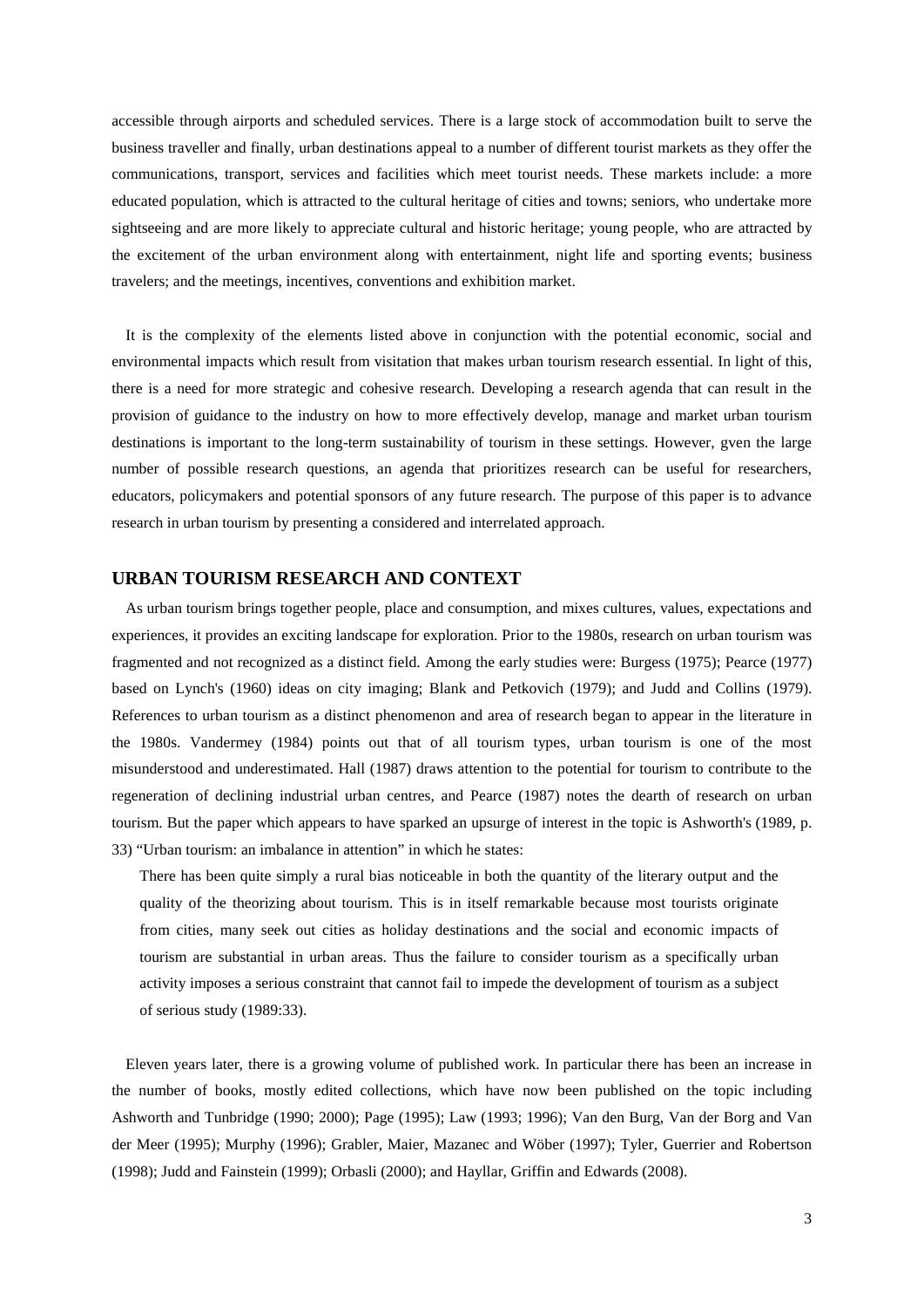accessible through airports and scheduled services. There is a large stock of accommodation built to serve the business traveller and finally, urban destinations appeal to a number of different tourist markets as they offer the communications, transport, services and facilities which meet tourist needs. These markets include: a more educated population, which is attracted to the cultural heritage of cities and towns; seniors, who undertake more sightseeing and are more likely to appreciate cultural and historic heritage; young people, who are attracted by the excitement of the urban environment along with entertainment, night life and sporting events; business travelers; and the meetings, incentives, conventions and exhibition market.

It is the complexity of the elements listed above in conjunction with the potential economic, social and environmental impacts which result from visitation that makes urban tourism research essential. In light of this, there is a need for more strategic and cohesive research. Developing a research agenda that can result in the provision of guidance to the industry on how to more effectively develop, manage and market urban tourism destinations is important to the long-term sustainability of tourism in these settings. However, gven the large number of possible research questions, an agenda that prioritizes research can be useful for researchers, educators, policymakers and potential sponsors of any future research. The purpose of this paper is to advance research in urban tourism by presenting a considered and interrelated approach.

## URBAN TOURISM RESEARCH AND CONTEXT

As urban tourism brings together people, place and consumption, and mixes cultures, values, expectations and experiences, it provides an exciting landscape for exploration. Prior to the 1980s, research on urban tourism was fragmented and not recognized as a distinct field. Among the early studies were: Burgess (1975); Pearce (1977) based on Lynch's (1960) ideas on city imaging; Blank and Petkovich (1979); and Judd and Collins (1979). References to urban tourism as a distinct phenomenon and area of research began to appear in the literature in the 1980s. Vandermey (1984) points out that of all tourism types, urban tourism is one of the most misunderstood and underestimated. Hall (1987) draws attention to the potential for tourism to contribute to the regeneration of declining industrial urban centres, and Pearce (1987) notes the dearth of research on urban tourism. But the paper which appears to have sparked an upsurge of interest in the topic is Ashworth's (1989, p. 33) "Urban tourism: an imbalance in attention" in which he states:

> There has been quite simply a rural bias noticeable in both the quantity of the literary output and the quality of the theorizing about tourism. This is in itself remarkable because most tourists originate from cities, many seek out cities as holiday destinations and the social and economic impacts of tourism are substantial in urban areas. Thus the failure to consider tourism as a specifically urban activity imposes a serious constraint that cannot fail to impede the development of tourism as a subject of serious study (1989:33).

Eleven years later, there is a growing volume of published work. In particular there has been an increase in the number of books, mostly edited collections, which have now been published on the topic including Ashworth and Tunbridge (1990; 2000); Page (1995); Law (1993; 1996); Van den Burg, Van der Borg and Van der Meer (1995); Murphy (1996); Grabler, Maier, Mazanec and Wöber (1997); Tyler, Guerrier and Robertson (1998); Judd and Fainstein (1999); Orbasli (2000); and Hayllar, Griffin and Edwards (2008).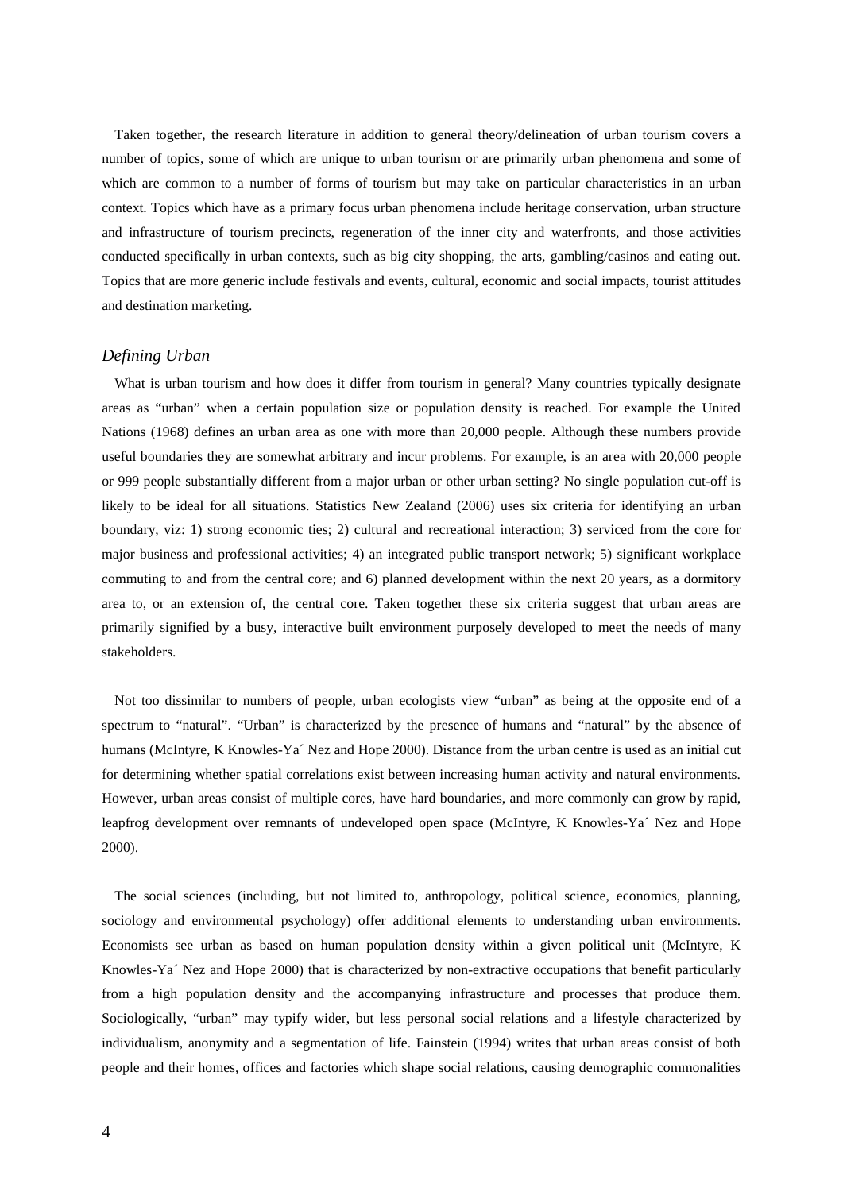Taken together, the research literature in addition to general theory/delineation of urban tourism covers a number of topics, some of which are unique to urban tourism or are primarily urban phenomena and some of which are common to a number of forms of tourism but may take on particular characteristics in an urban context. Topics which have as a primary focus urban phenomena include heritage conservation, urban structure and infrastructure of tourism precincts, regeneration of the inner city and waterfronts, and those activities conducted specifically in urban contexts, such as big city shopping, the arts, gambling/casinos and eating out. Topics that are more generic include festivals and events, cultural, economic and social impacts, tourist attitudes and destination marketing.

### *Defining Urban*

What is urban tourism and how does it differ from tourism in general? Many countries typically designate areas as "urban" when a certain population size or population density is reached. For example the United Nations (1968) defines an urban area as one with more than 20,000 people. Although these numbers provide useful boundaries they are somewhat arbitrary and incur problems. For example, is an area with 20,000 people or 999 people substantially different from a major urban or other urban setting? No single population cut-off is likely to be ideal for all situations. Statistics New Zealand (2006) uses six criteria for identifying an urban boundary, viz: 1) strong economic ties; 2) cultural and recreational interaction; 3) serviced from the core for major business and professional activities; 4) an integrated public transport network; 5) significant workplace commuting to and from the central core; and 6) planned development within the next 20 years, as a dormitory area to, or an extension of, the central core. Taken together these six criteria suggest that urban areas are primarily signified by a busy, interactive built environment purposely developed to meet the needs of many stakeholders.

Not too dissimilar to numbers of people, urban ecologists view "urban" as being at the opposite end of a spectrum to "natural". "Urban" is characterized by the presence of humans and "natural" by the absence of humans (McIntyre, K Knowles-Ya´ Nez and Hope 2000). Distance from the urban centre is used as an initial cut for determining whether spatial correlations exist between increasing human activity and natural environments. However, urban areas consist of multiple cores, have hard boundaries, and more commonly can grow by rapid, leapfrog development over remnants of undeveloped open space (McIntyre, K Knowles-Ya´ Nez and Hope 2000).

The social sciences (including, but not limited to, anthropology, political science, economics, planning, sociology and environmental psychology) offer additional elements to understanding urban environments. Economists see urban as based on human population density within a given political unit (McIntyre, K Knowles-Ya´ Nez and Hope 2000) that is characterized by non-extractive occupations that benefit particularly from a high population density and the accompanying infrastructure and processes that produce them. Sociologically, "urban" may typify wider, but less personal social relations and a lifestyle characterized by individualism, anonymity and a segmentation of life. Fainstein (1994) writes that urban areas consist of both people and their homes, offices and factories which shape social relations, causing demographic commonalities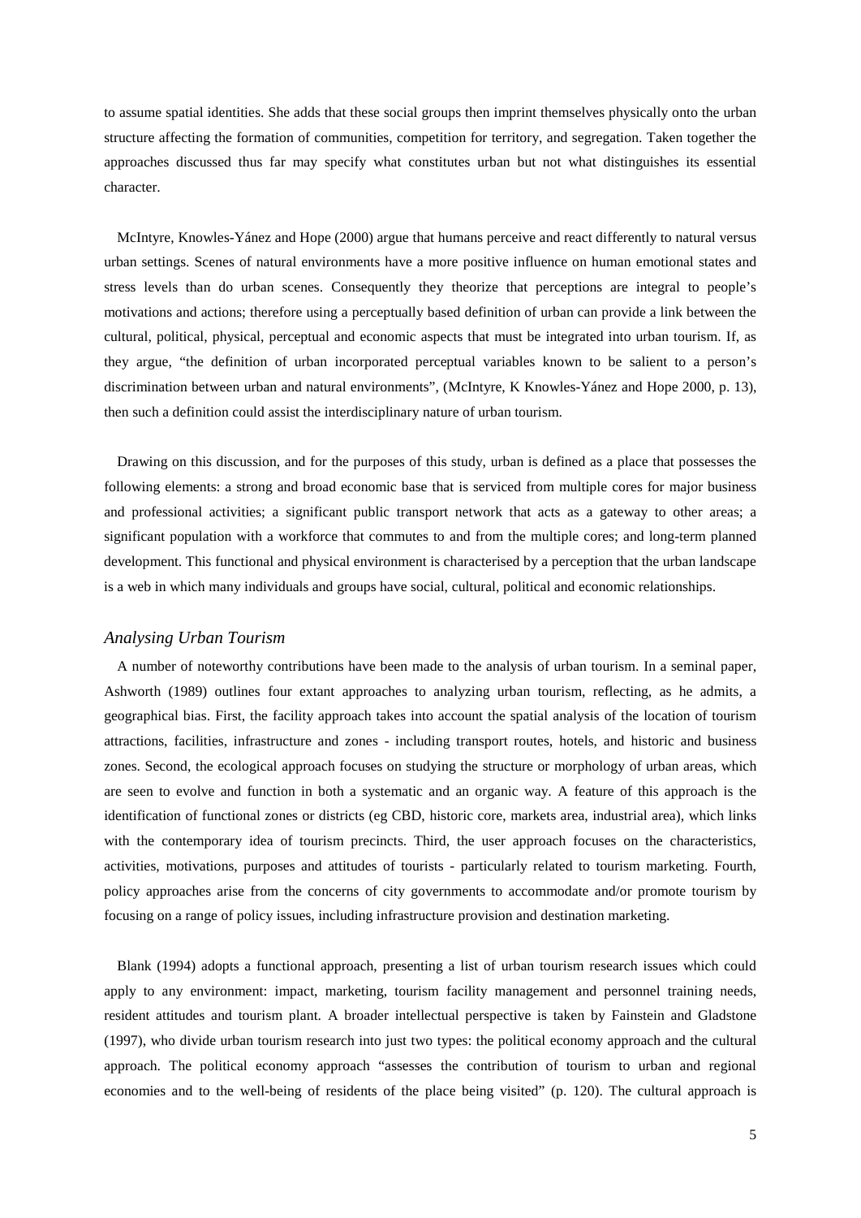to assume spatial identities. She adds that these social groups then imprint themselves physically onto the urban structure affecting the formation of communities, competition for territory, and segregation. Taken together the approaches discussed thus far may specify what constitutes urban but not what distinguishes its essential character.

McIntyre, Knowles-Yánez and Hope (2000) argue that humans perceive and react differently to natural versus urban settings. Scenes of natural environments have a more positive influence on human emotional states and stress levels than do urban scenes. Consequently they theorize that perceptions are integral to people's motivations and actions; therefore using a perceptually based definition of urban can provide a link between the cultural, political, physical, perceptual and economic aspects that must be integrated into urban tourism. If, as they argue, "the definition of urban incorporated perceptual variables known to be salient to a person's discrimination between urban and natural environments", (McIntyre, K Knowles-Yánez and Hope 2000, p. 13), then such a definition could assist the interdisciplinary nature of urban tourism.

Drawing on this discussion, and for the purposes of this study, urban is defined as a place that possesses the following elements: a strong and broad economic base that is serviced from multiple cores for major business and professional activities; a significant public transport network that acts as a gateway to other areas; a significant population with a workforce that commutes to and from the multiple cores; and long-term planned development. This functional and physical environment is characterised by a perception that the urban landscape is a web in which many individuals and groups have social, cultural, political and economic relationships.

### *Analysing Urban Tourism*

A number of noteworthy contributions have been made to the analysis of urban tourism. In a seminal paper, Ashworth (1989) outlines four extant approaches to analyzing urban tourism, reflecting, as he admits, a geographical bias. First, the facility approach takes into account the spatial analysis of the location of tourism attractions, facilities, infrastructure and zones - including transport routes, hotels, and historic and business zones. Second, the ecological approach focuses on studying the structure or morphology of urban areas, which are seen to evolve and function in both a systematic and an organic way. A feature of this approach is the identification of functional zones or districts (eg CBD, historic core, markets area, industrial area), which links with the contemporary idea of tourism precincts. Third, the user approach focuses on the characteristics, activities, motivations, purposes and attitudes of tourists - particularly related to tourism marketing. Fourth, policy approaches arise from the concerns of city governments to accommodate and/or promote tourism by focusing on a range of policy issues, including infrastructure provision and destination marketing.

Blank (1994) adopts a functional approach, presenting a list of urban tourism research issues which could apply to any environment: impact, marketing, tourism facility management and personnel training needs, resident attitudes and tourism plant. A broader intellectual perspective is taken by Fainstein and Gladstone (1997), who divide urban tourism research into just two types: the political economy approach and the cultural approach. The political economy approach "assesses the contribution of tourism to urban and regional economies and to the well-being of residents of the place being visited" (p. 120). The cultural approach is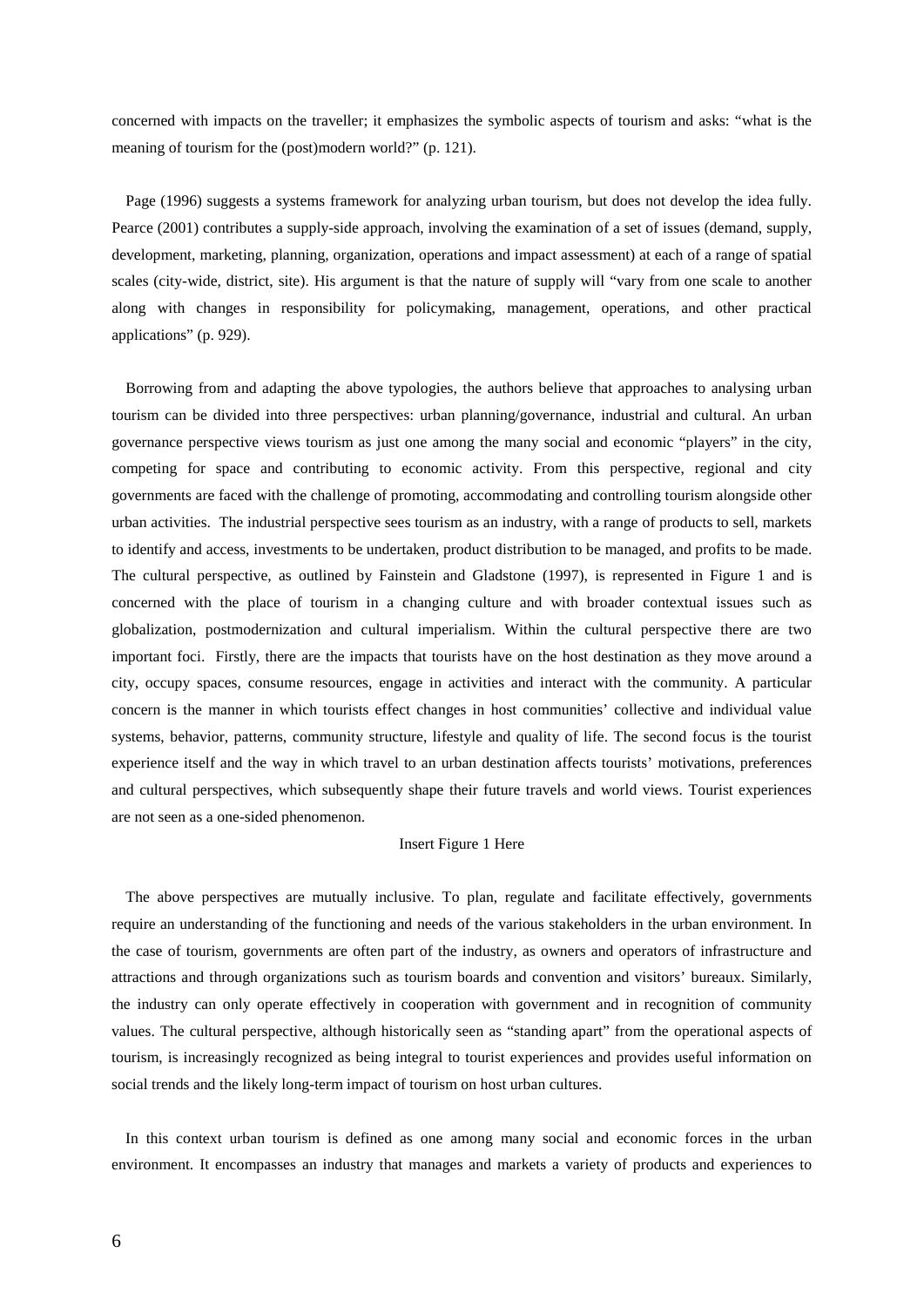concerned with impacts on the traveller; it emphasizes the symbolic aspects of tourism and asks: "what is the meaning of tourism for the (post)modern world?" (p. 121).

Page (1996) suggests a systems framework for analyzing urban tourism, but does not develop the idea fully. Pearce (2001) contributes a supply-side approach, involving the examination of a set of issues (demand, supply, development, marketing, planning, organization, operations and impact assessment) at each of a range of spatial scales (city-wide, district, site). His argument is that the nature of supply will "vary from one scale to another along with changes in responsibility for policymaking, management, operations, and other practical applications" (p. 929).

Borrowing from and adapting the above typologies, the authors believe that approaches to analysing urban tourism can be divided into three perspectives: urban planning/governance, industrial and cultural. An urban governance perspective views tourism as just one among the many social and economic "players" in the city, competing for space and contributing to economic activity. From this perspective, regional and city governments are faced with the challenge of promoting, accommodating and controlling tourism alongside other urban activities. The industrial perspective sees tourism as an industry, with a range of products to sell, markets to identify and access, investments to be undertaken, product distribution to be managed, and profits to be made. The cultural perspective, as outlined by Fainstein and Gladstone (1997), is represented in Figure 1 and is concerned with the place of tourism in a changing culture and with broader contextual issues such as globalization, postmodernization and cultural imperialism. Within the cultural perspective there are two important foci. Firstly, there are the impacts that tourists have on the host destination as they move around a city, occupy spaces, consume resources, engage in activities and interact with the community. A particular concern is the manner in which tourists effect changes in host communities' collective and individual value systems, behavior, patterns, community structure, lifestyle and quality of life. The second focus is the tourist experience itself and the way in which travel to an urban destination affects tourists' motivations, preferences and cultural perspectives, which subsequently shape their future travels and world views. Tourist experiences are not seen as a one-sided phenomenon.

Insert Figure 1 Here

The above perspectives are mutually inclusive. To plan, regulate and facilitate effectively, governments require an understanding of the functioning and needs of the various stakeholders in the urban environment. In the case of tourism, governments are often part of the industry, as owners and operators of infrastructure and attractions and through organizations such as tourism boards and convention and visitors' bureaux. Similarly, the industry can only operate effectively in cooperation with government and in recognition of community values. The cultural perspective, although historically seen as "standing apart" from the operational aspects of tourism, is increasingly recognized as being integral to tourist experiences and provides useful information on social trends and the likely long-term impact of tourism on host urban cultures.

In this context urban tourism is defined as one among many social and economic forces in the urban environment. It encompasses an industry that manages and markets a variety of products and experiences to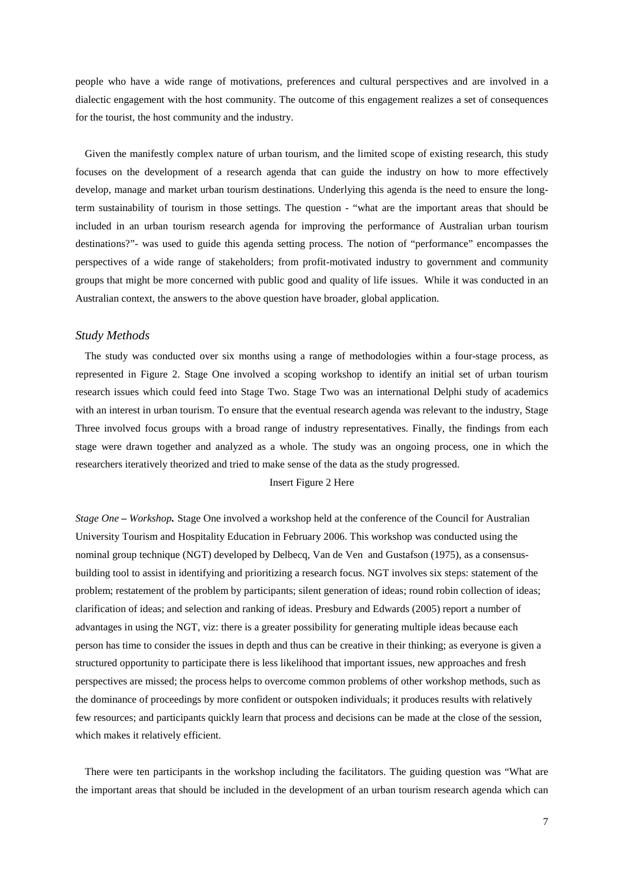people who have a wide range of motivations, preferences and cultural perspectives and are involved in a dialectic engagement with the host community. The outcome of this engagement realizes a set of consequences for the tourist, the host community and the industry.

Given the manifestly complex nature of urban tourism, and the limited scope of existing research, this study focuses on the development of a research agenda that can guide the industry on how to more effectively develop, manage and market urban tourism destinations. Underlying this agenda is the need to ensure the long-term sustainability of tourism in those settings. The question - "what are the important areas that should be included in an urban tourism research agenda for improving the performance of Australian urban tourism destinations?"- was used to guide this agenda setting process. The notion of "performance" encompasses the perspectives of a wide range of stakeholders; from profit-motivated industry to government and community groups that might be more concerned with public good and quality of life issues. While it was conducted in an Australian context, the answers to the above question have broader, global application.

## *Study Methods*

The study was conducted over six months using a range of methodologies within a four-stage process, as represented in Figure 2. Stage One involved a scoping workshop to identify an initial set of urban tourism research issues which could feed into Stage Two. Stage Two was an international Delphi study of academics with an interest in urban tourism. To ensure that the eventual research agenda was relevant to the industry, Stage Three involved focus groups with a broad range of industry representatives. Finally, the findings from each stage were drawn together and analyzed as a whole. The study was an ongoing process, one in which the researchers iteratively theorized and tried to make sense of the data as the study progressed.

Insert Figure 2 Here

*Stage One* ***– Workshop.*** Stage One involved a workshop held at the conference of the Council for Australian University Tourism and Hospitality Education in February 2006. This workshop was conducted using the nominal group technique (NGT) developed by Delbecq, Van de Ven and Gustafson (1975), as a consensus-building tool to assist in identifying and prioritizing a research focus. NGT involves six steps: statement of the problem; restatement of the problem by participants; silent generation of ideas; round robin collection of ideas; clarification of ideas; and selection and ranking of ideas. Presbury and Edwards (2005) report a number of advantages in using the NGT, viz: there is a greater possibility for generating multiple ideas because each person has time to consider the issues in depth and thus can be creative in their thinking; as everyone is given a structured opportunity to participate there is less likelihood that important issues, new approaches and fresh perspectives are missed; the process helps to overcome common problems of other workshop methods, such as the dominance of proceedings by more confident or outspoken individuals; it produces results with relatively few resources; and participants quickly learn that process and decisions can be made at the close of the session, which makes it relatively efficient.

There were ten participants in the workshop including the facilitators. The guiding question was "What are the important areas that should be included in the development of an urban tourism research agenda which can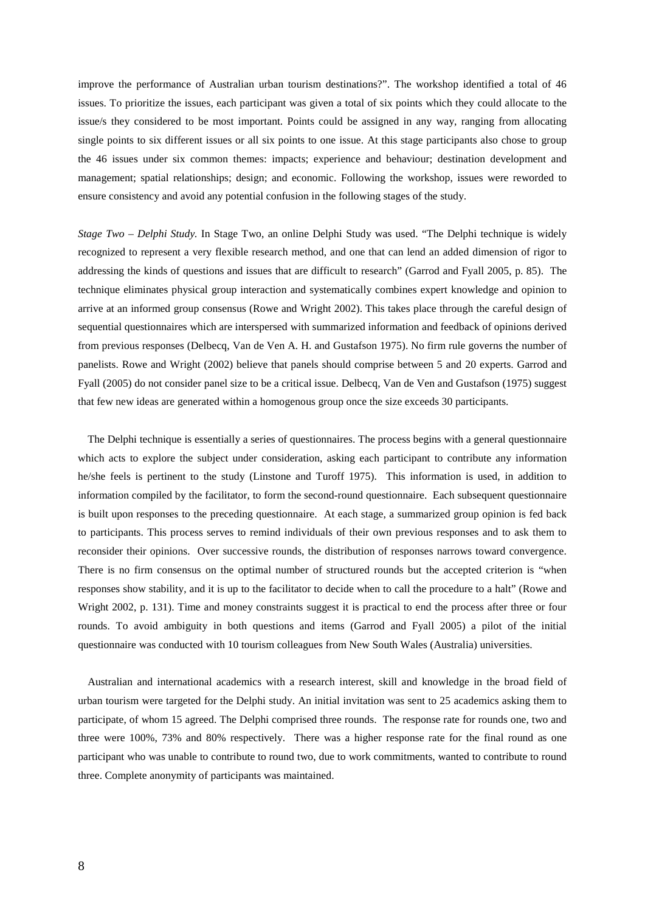improve the performance of Australian urban tourism destinations?". The workshop identified a total of 46 issues. To prioritize the issues, each participant was given a total of six points which they could allocate to the issue/s they considered to be most important. Points could be assigned in any way, ranging from allocating single points to six different issues or all six points to one issue. At this stage participants also chose to group the 46 issues under six common themes: impacts; experience and behaviour; destination development and management; spatial relationships; design; and economic. Following the workshop, issues were reworded to ensure consistency and avoid any potential confusion in the following stages of the study.

*Stage Two – Delphi Study.* In Stage Two, an online Delphi Study was used. "The Delphi technique is widely recognized to represent a very flexible research method, and one that can lend an added dimension of rigor to addressing the kinds of questions and issues that are difficult to research" (Garrod and Fyall 2005, p. 85). The technique eliminates physical group interaction and systematically combines expert knowledge and opinion to arrive at an informed group consensus (Rowe and Wright 2002). This takes place through the careful design of sequential questionnaires which are interspersed with summarized information and feedback of opinions derived from previous responses (Delbecq, Van de Ven A. H. and Gustafson 1975). No firm rule governs the number of panelists. Rowe and Wright (2002) believe that panels should comprise between 5 and 20 experts. Garrod and Fyall (2005) do not consider panel size to be a critical issue. Delbecq, Van de Ven and Gustafson (1975) suggest that few new ideas are generated within a homogenous group once the size exceeds 30 participants.

The Delphi technique is essentially a series of questionnaires. The process begins with a general questionnaire which acts to explore the subject under consideration, asking each participant to contribute any information he/she feels is pertinent to the study (Linstone and Turoff 1975). This information is used, in addition to information compiled by the facilitator, to form the second-round questionnaire. Each subsequent questionnaire is built upon responses to the preceding questionnaire. At each stage, a summarized group opinion is fed back to participants. This process serves to remind individuals of their own previous responses and to ask them to reconsider their opinions. Over successive rounds, the distribution of responses narrows toward convergence. There is no firm consensus on the optimal number of structured rounds but the accepted criterion is "when responses show stability, and it is up to the facilitator to decide when to call the procedure to a halt" (Rowe and Wright 2002, p. 131). Time and money constraints suggest it is practical to end the process after three or four rounds. To avoid ambiguity in both questions and items (Garrod and Fyall 2005) a pilot of the initial questionnaire was conducted with 10 tourism colleagues from New South Wales (Australia) universities.

Australian and international academics with a research interest, skill and knowledge in the broad field of urban tourism were targeted for the Delphi study. An initial invitation was sent to 25 academics asking them to participate, of whom 15 agreed. The Delphi comprised three rounds. The response rate for rounds one, two and three were 100%, 73% and 80% respectively. There was a higher response rate for the final round as one participant who was unable to contribute to round two, due to work commitments, wanted to contribute to round three. Complete anonymity of participants was maintained.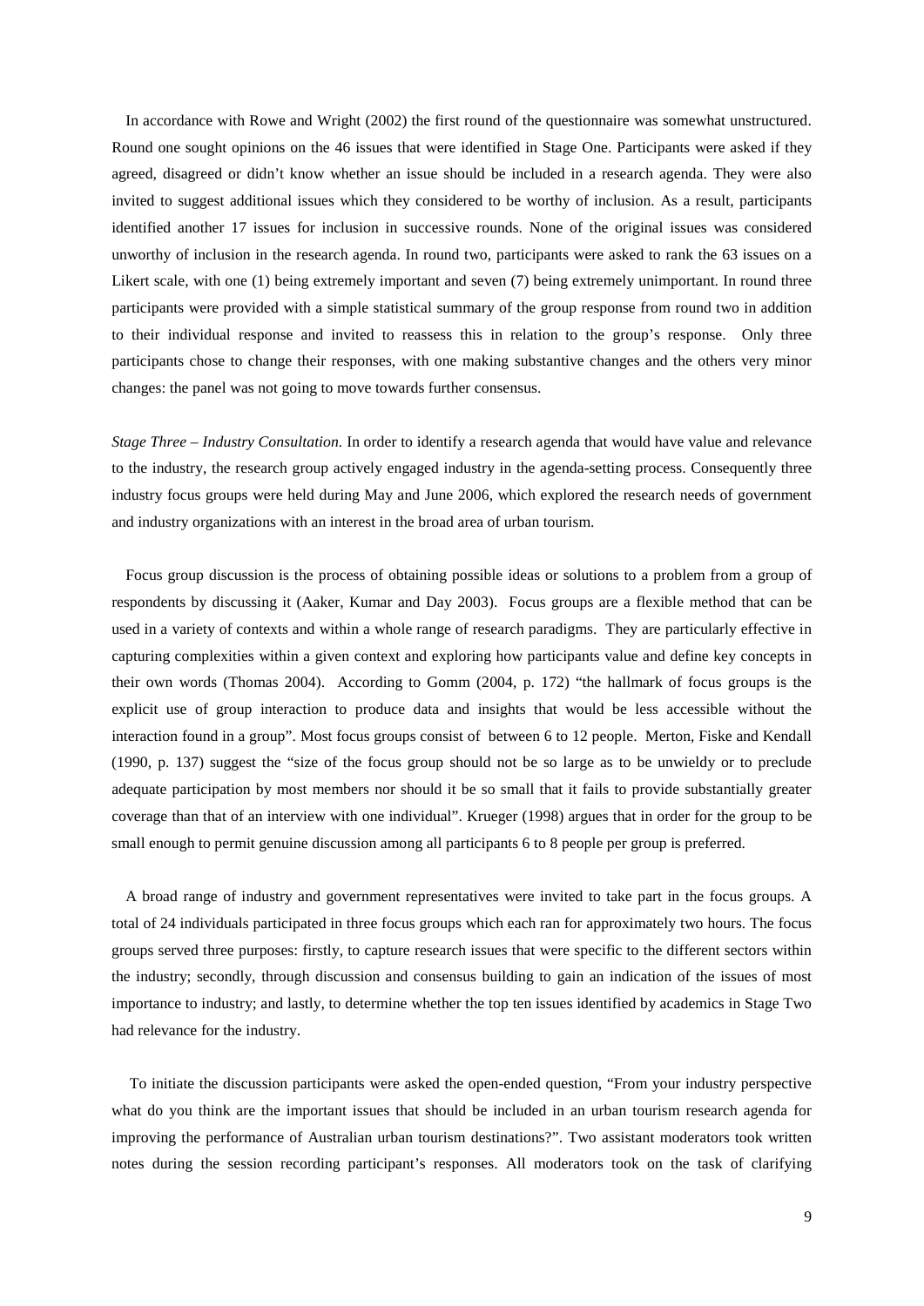In accordance with Rowe and Wright (2002) the first round of the questionnaire was somewhat unstructured. Round one sought opinions on the 46 issues that were identified in Stage One. Participants were asked if they agreed, disagreed or didn't know whether an issue should be included in a research agenda. They were also invited to suggest additional issues which they considered to be worthy of inclusion. As a result, participants identified another 17 issues for inclusion in successive rounds. None of the original issues was considered unworthy of inclusion in the research agenda. In round two, participants were asked to rank the 63 issues on a Likert scale, with one (1) being extremely important and seven (7) being extremely unimportant. In round three participants were provided with a simple statistical summary of the group response from round two in addition to their individual response and invited to reassess this in relation to the group's response. Only three participants chose to change their responses, with one making substantive changes and the others very minor changes: the panel was not going to move towards further consensus.

*Stage Three – Industry Consultation.* In order to identify a research agenda that would have value and relevance to the industry, the research group actively engaged industry in the agenda-setting process. Consequently three industry focus groups were held during May and June 2006, which explored the research needs of government and industry organizations with an interest in the broad area of urban tourism.

Focus group discussion is the process of obtaining possible ideas or solutions to a problem from a group of respondents by discussing it (Aaker, Kumar and Day 2003). Focus groups are a flexible method that can be used in a variety of contexts and within a whole range of research paradigms. They are particularly effective in capturing complexities within a given context and exploring how participants value and define key concepts in their own words (Thomas 2004). According to Gomm (2004, p. 172) "the hallmark of focus groups is the explicit use of group interaction to produce data and insights that would be less accessible without the interaction found in a group". Most focus groups consist of between 6 to 12 people. Merton, Fiske and Kendall (1990, p. 137) suggest the "size of the focus group should not be so large as to be unwieldy or to preclude adequate participation by most members nor should it be so small that it fails to provide substantially greater coverage than that of an interview with one individual". Krueger (1998) argues that in order for the group to be small enough to permit genuine discussion among all participants 6 to 8 people per group is preferred.

A broad range of industry and government representatives were invited to take part in the focus groups. A total of 24 individuals participated in three focus groups which each ran for approximately two hours. The focus groups served three purposes: firstly, to capture research issues that were specific to the different sectors within the industry; secondly, through discussion and consensus building to gain an indication of the issues of most importance to industry; and lastly, to determine whether the top ten issues identified by academics in Stage Two had relevance for the industry.

To initiate the discussion participants were asked the open-ended question, "From your industry perspective what do you think are the important issues that should be included in an urban tourism research agenda for improving the performance of Australian urban tourism destinations?". Two assistant moderators took written notes during the session recording participant's responses. All moderators took on the task of clarifying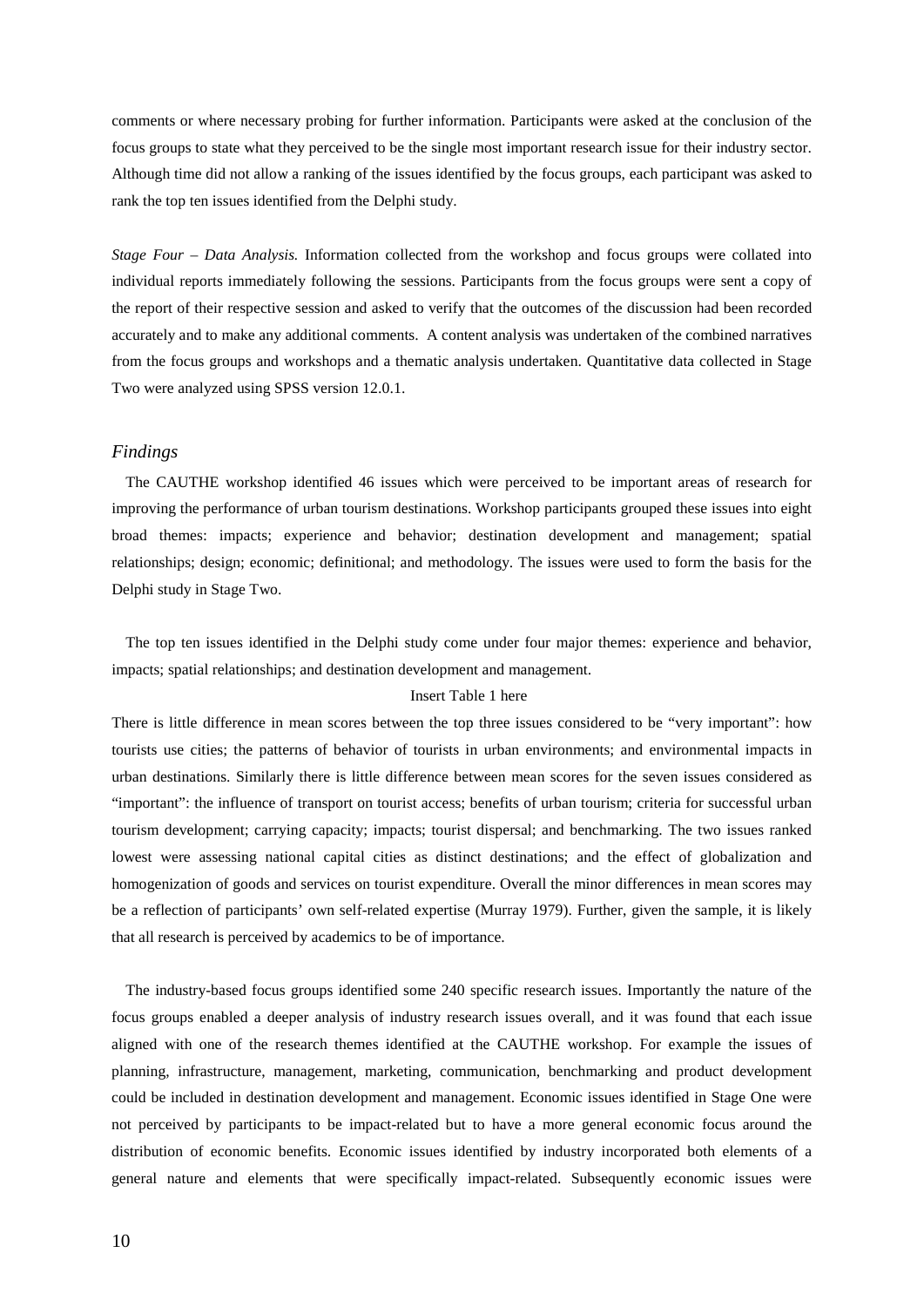comments or where necessary probing for further information. Participants were asked at the conclusion of the focus groups to state what they perceived to be the single most important research issue for their industry sector. Although time did not allow a ranking of the issues identified by the focus groups, each participant was asked to rank the top ten issues identified from the Delphi study.

*Stage Four – Data Analysis.* Information collected from the workshop and focus groups were collated into individual reports immediately following the sessions. Participants from the focus groups were sent a copy of the report of their respective session and asked to verify that the outcomes of the discussion had been recorded accurately and to make any additional comments. A content analysis was undertaken of the combined narratives from the focus groups and workshops and a thematic analysis undertaken. Quantitative data collected in Stage Two were analyzed using SPSS version 12.0.1.

## *Findings*

The CAUTHE workshop identified 46 issues which were perceived to be important areas of research for improving the performance of urban tourism destinations. Workshop participants grouped these issues into eight broad themes: impacts; experience and behavior; destination development and management; spatial relationships; design; economic; definitional; and methodology. The issues were used to form the basis for the Delphi study in Stage Two.

The top ten issues identified in the Delphi study come under four major themes: experience and behavior, impacts; spatial relationships; and destination development and management.

Insert Table 1 here

There is little difference in mean scores between the top three issues considered to be "very important": how tourists use cities; the patterns of behavior of tourists in urban environments; and environmental impacts in urban destinations. Similarly there is little difference between mean scores for the seven issues considered as "important": the influence of transport on tourist access; benefits of urban tourism; criteria for successful urban tourism development; carrying capacity; impacts; tourist dispersal; and benchmarking. The two issues ranked lowest were assessing national capital cities as distinct destinations; and the effect of globalization and homogenization of goods and services on tourist expenditure. Overall the minor differences in mean scores may be a reflection of participants' own self-related expertise (Murray 1979). Further, given the sample, it is likely that all research is perceived by academics to be of importance.

The industry-based focus groups identified some 240 specific research issues. Importantly the nature of the focus groups enabled a deeper analysis of industry research issues overall, and it was found that each issue aligned with one of the research themes identified at the CAUTHE workshop. For example the issues of planning, infrastructure, management, marketing, communication, benchmarking and product development could be included in destination development and management. Economic issues identified in Stage One were not perceived by participants to be impact-related but to have a more general economic focus around the distribution of economic benefits. Economic issues identified by industry incorporated both elements of a general nature and elements that were specifically impact-related. Subsequently economic issues were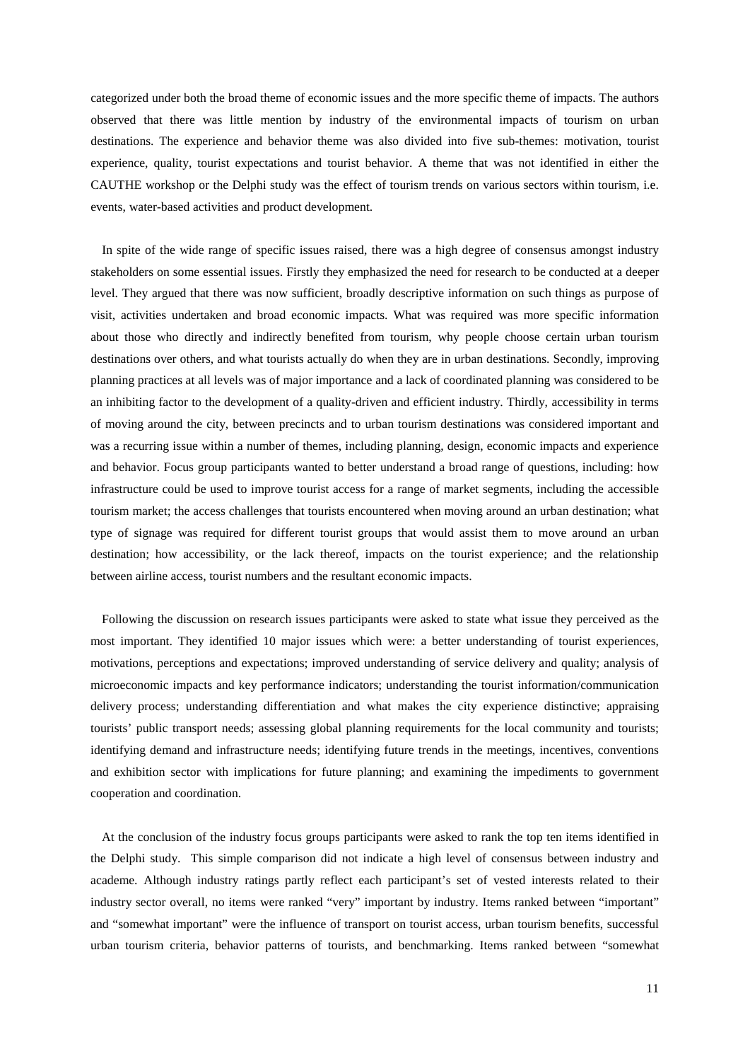categorized under both the broad theme of economic issues and the more specific theme of impacts. The authors observed that there was little mention by industry of the environmental impacts of tourism on urban destinations. The experience and behavior theme was also divided into five sub-themes: motivation, tourist experience, quality, tourist expectations and tourist behavior. A theme that was not identified in either the CAUTHE workshop or the Delphi study was the effect of tourism trends on various sectors within tourism, i.e. events, water-based activities and product development.

In spite of the wide range of specific issues raised, there was a high degree of consensus amongst industry stakeholders on some essential issues. Firstly they emphasized the need for research to be conducted at a deeper level. They argued that there was now sufficient, broadly descriptive information on such things as purpose of visit, activities undertaken and broad economic impacts. What was required was more specific information about those who directly and indirectly benefited from tourism, why people choose certain urban tourism destinations over others, and what tourists actually do when they are in urban destinations. Secondly, improving planning practices at all levels was of major importance and a lack of coordinated planning was considered to be an inhibiting factor to the development of a quality-driven and efficient industry. Thirdly, accessibility in terms of moving around the city, between precincts and to urban tourism destinations was considered important and was a recurring issue within a number of themes, including planning, design, economic impacts and experience and behavior. Focus group participants wanted to better understand a broad range of questions, including: how infrastructure could be used to improve tourist access for a range of market segments, including the accessible tourism market; the access challenges that tourists encountered when moving around an urban destination; what type of signage was required for different tourist groups that would assist them to move around an urban destination; how accessibility, or the lack thereof, impacts on the tourist experience; and the relationship between airline access, tourist numbers and the resultant economic impacts.

Following the discussion on research issues participants were asked to state what issue they perceived as the most important. They identified 10 major issues which were: a better understanding of tourist experiences, motivations, perceptions and expectations; improved understanding of service delivery and quality; analysis of microeconomic impacts and key performance indicators; understanding the tourist information/communication delivery process; understanding differentiation and what makes the city experience distinctive; appraising tourists' public transport needs; assessing global planning requirements for the local community and tourists; identifying demand and infrastructure needs; identifying future trends in the meetings, incentives, conventions and exhibition sector with implications for future planning; and examining the impediments to government cooperation and coordination.

At the conclusion of the industry focus groups participants were asked to rank the top ten items identified in the Delphi study. This simple comparison did not indicate a high level of consensus between industry and academe. Although industry ratings partly reflect each participant's set of vested interests related to their industry sector overall, no items were ranked "very" important by industry. Items ranked between "important" and "somewhat important" were the influence of transport on tourist access, urban tourism benefits, successful urban tourism criteria, behavior patterns of tourists, and benchmarking. Items ranked between "somewhat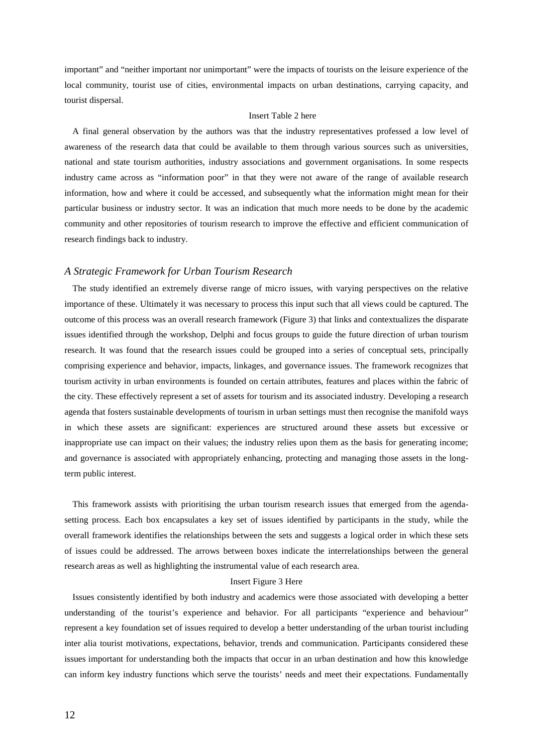important" and "neither important nor unimportant" were the impacts of tourists on the leisure experience of the local community, tourist use of cities, environmental impacts on urban destinations, carrying capacity, and tourist dispersal.

Insert Table 2 here

A final general observation by the authors was that the industry representatives professed a low level of awareness of the research data that could be available to them through various sources such as universities, national and state tourism authorities, industry associations and government organisations. In some respects industry came across as "information poor" in that they were not aware of the range of available research information, how and where it could be accessed, and subsequently what the information might mean for their particular business or industry sector. It was an indication that much more needs to be done by the academic community and other repositories of tourism research to improve the effective and efficient communication of research findings back to industry.

### *A Strategic Framework for Urban Tourism Research*

The study identified an extremely diverse range of micro issues, with varying perspectives on the relative importance of these. Ultimately it was necessary to process this input such that all views could be captured. The outcome of this process was an overall research framework (Figure 3) that links and contextualizes the disparate issues identified through the workshop, Delphi and focus groups to guide the future direction of urban tourism research. It was found that the research issues could be grouped into a series of conceptual sets, principally comprising experience and behavior, impacts, linkages, and governance issues. The framework recognizes that tourism activity in urban environments is founded on certain attributes, features and places within the fabric of the city. These effectively represent a set of assets for tourism and its associated industry. Developing a research agenda that fosters sustainable developments of tourism in urban settings must then recognise the manifold ways in which these assets are significant: experiences are structured around these assets but excessive or inappropriate use can impact on their values; the industry relies upon them as the basis for generating income; and governance is associated with appropriately enhancing, protecting and managing those assets in the long-term public interest.

This framework assists with prioritising the urban tourism research issues that emerged from the agenda-setting process. Each box encapsulates a key set of issues identified by participants in the study, while the overall framework identifies the relationships between the sets and suggests a logical order in which these sets of issues could be addressed. The arrows between boxes indicate the interrelationships between the general research areas as well as highlighting the instrumental value of each research area.

Insert Figure 3 Here

Issues consistently identified by both industry and academics were those associated with developing a better understanding of the tourist's experience and behavior. For all participants "experience and behaviour" represent a key foundation set of issues required to develop a better understanding of the urban tourist including inter alia tourist motivations, expectations, behavior, trends and communication. Participants considered these issues important for understanding both the impacts that occur in an urban destination and how this knowledge can inform key industry functions which serve the tourists' needs and meet their expectations. Fundamentally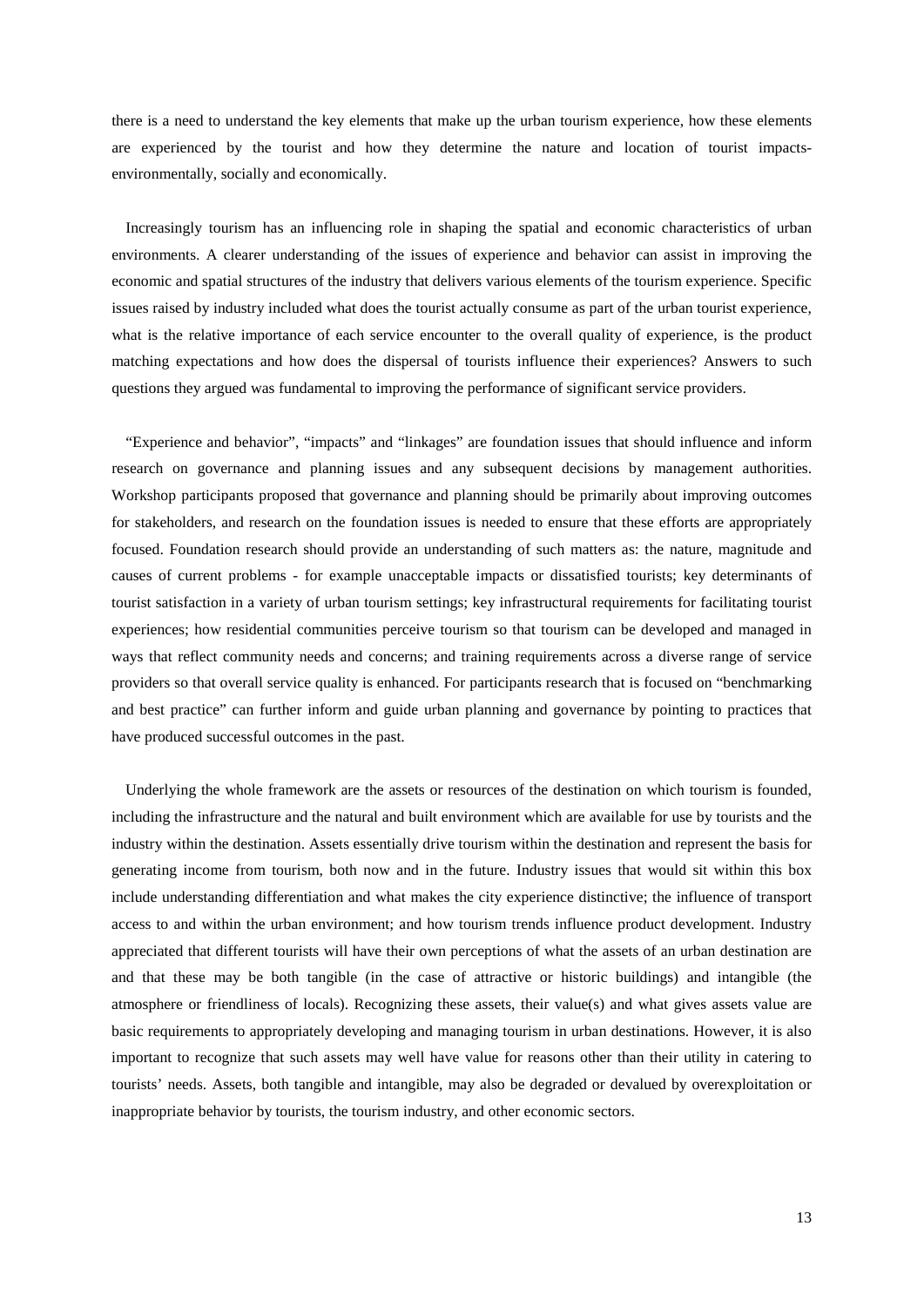there is a need to understand the key elements that make up the urban tourism experience, how these elements are experienced by the tourist and how they determine the nature and location of tourist impacts- environmentally, socially and economically.

Increasingly tourism has an influencing role in shaping the spatial and economic characteristics of urban environments. A clearer understanding of the issues of experience and behavior can assist in improving the economic and spatial structures of the industry that delivers various elements of the tourism experience. Specific issues raised by industry included what does the tourist actually consume as part of the urban tourist experience, what is the relative importance of each service encounter to the overall quality of experience, is the product matching expectations and how does the dispersal of tourists influence their experiences? Answers to such questions they argued was fundamental to improving the performance of significant service providers.

"Experience and behavior", "impacts" and "linkages" are foundation issues that should influence and inform research on governance and planning issues and any subsequent decisions by management authorities. Workshop participants proposed that governance and planning should be primarily about improving outcomes for stakeholders, and research on the foundation issues is needed to ensure that these efforts are appropriately focused. Foundation research should provide an understanding of such matters as: the nature, magnitude and causes of current problems - for example unacceptable impacts or dissatisfied tourists; key determinants of tourist satisfaction in a variety of urban tourism settings; key infrastructural requirements for facilitating tourist experiences; how residential communities perceive tourism so that tourism can be developed and managed in ways that reflect community needs and concerns; and training requirements across a diverse range of service providers so that overall service quality is enhanced. For participants research that is focused on "benchmarking and best practice" can further inform and guide urban planning and governance by pointing to practices that have produced successful outcomes in the past.

Underlying the whole framework are the assets or resources of the destination on which tourism is founded, including the infrastructure and the natural and built environment which are available for use by tourists and the industry within the destination. Assets essentially drive tourism within the destination and represent the basis for generating income from tourism, both now and in the future. Industry issues that would sit within this box include understanding differentiation and what makes the city experience distinctive; the influence of transport access to and within the urban environment; and how tourism trends influence product development. Industry appreciated that different tourists will have their own perceptions of what the assets of an urban destination are and that these may be both tangible (in the case of attractive or historic buildings) and intangible (the atmosphere or friendliness of locals). Recognizing these assets, their value(s) and what gives assets value are basic requirements to appropriately developing and managing tourism in urban destinations. However, it is also important to recognize that such assets may well have value for reasons other than their utility in catering to tourists' needs. Assets, both tangible and intangible, may also be degraded or devalued by overexploitation or inappropriate behavior by tourists, the tourism industry, and other economic sectors.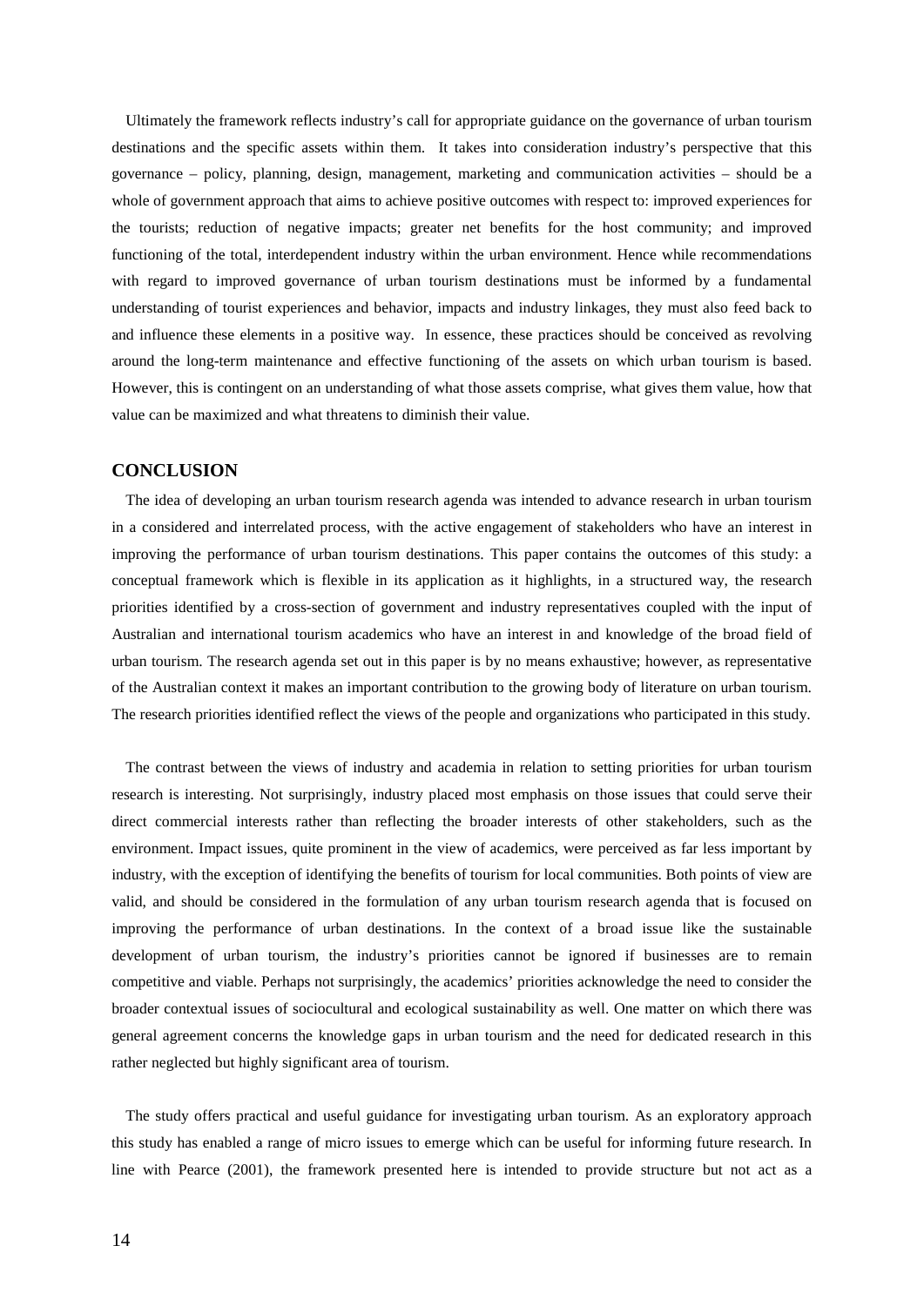Ultimately the framework reflects industry's call for appropriate guidance on the governance of urban tourism destinations and the specific assets within them. It takes into consideration industry's perspective that this governance – policy, planning, design, management, marketing and communication activities – should be a whole of government approach that aims to achieve positive outcomes with respect to: improved experiences for the tourists; reduction of negative impacts; greater net benefits for the host community; and improved functioning of the total, interdependent industry within the urban environment. Hence while recommendations with regard to improved governance of urban tourism destinations must be informed by a fundamental understanding of tourist experiences and behavior, impacts and industry linkages, they must also feed back to and influence these elements in a positive way. In essence, these practices should be conceived as revolving around the long-term maintenance and effective functioning of the assets on which urban tourism is based. However, this is contingent on an understanding of what those assets comprise, what gives them value, how that value can be maximized and what threatens to diminish their value.

## CONCLUSION

The idea of developing an urban tourism research agenda was intended to advance research in urban tourism in a considered and interrelated process, with the active engagement of stakeholders who have an interest in improving the performance of urban tourism destinations. This paper contains the outcomes of this study: a conceptual framework which is flexible in its application as it highlights, in a structured way, the research priorities identified by a cross-section of government and industry representatives coupled with the input of Australian and international tourism academics who have an interest in and knowledge of the broad field of urban tourism. The research agenda set out in this paper is by no means exhaustive; however, as representative of the Australian context it makes an important contribution to the growing body of literature on urban tourism. The research priorities identified reflect the views of the people and organizations who participated in this study.

The contrast between the views of industry and academia in relation to setting priorities for urban tourism research is interesting. Not surprisingly, industry placed most emphasis on those issues that could serve their direct commercial interests rather than reflecting the broader interests of other stakeholders, such as the environment. Impact issues, quite prominent in the view of academics, were perceived as far less important by industry, with the exception of identifying the benefits of tourism for local communities. Both points of view are valid, and should be considered in the formulation of any urban tourism research agenda that is focused on improving the performance of urban destinations. In the context of a broad issue like the sustainable development of urban tourism, the industry's priorities cannot be ignored if businesses are to remain competitive and viable. Perhaps not surprisingly, the academics' priorities acknowledge the need to consider the broader contextual issues of sociocultural and ecological sustainability as well. One matter on which there was general agreement concerns the knowledge gaps in urban tourism and the need for dedicated research in this rather neglected but highly significant area of tourism.

The study offers practical and useful guidance for investigating urban tourism. As an exploratory approach this study has enabled a range of micro issues to emerge which can be useful for informing future research. In line with Pearce (2001), the framework presented here is intended to provide structure but not act as a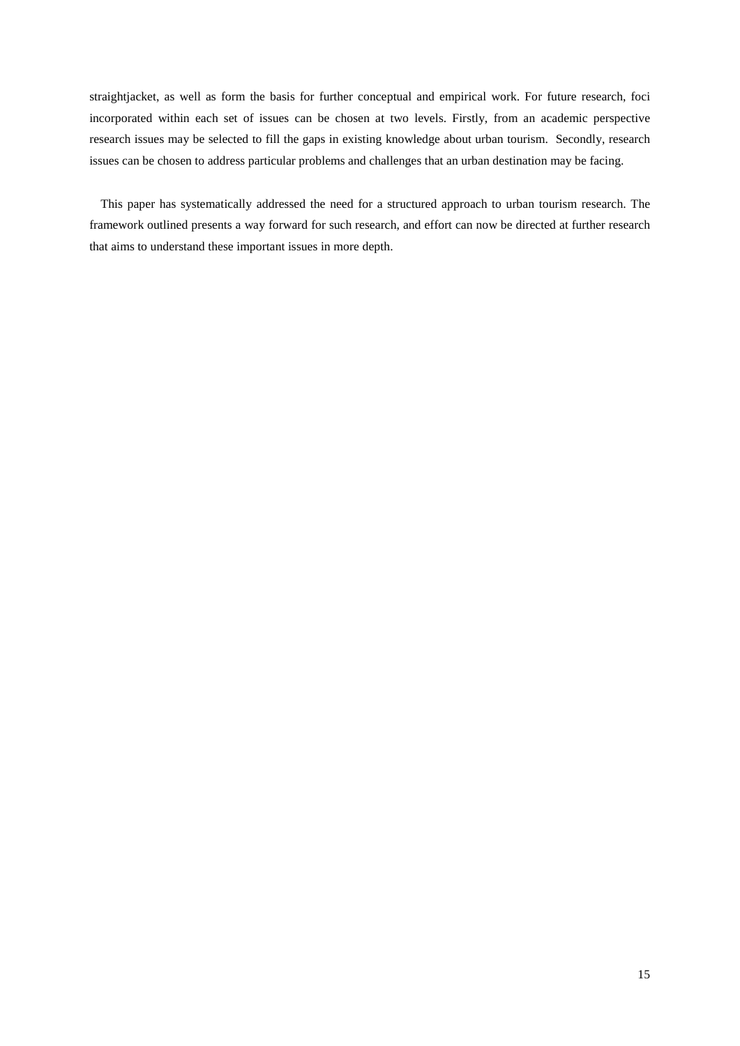straightjacket, as well as form the basis for further conceptual and empirical work. For future research, foci incorporated within each set of issues can be chosen at two levels. Firstly, from an academic perspective research issues may be selected to fill the gaps in existing knowledge about urban tourism. Secondly, research issues can be chosen to address particular problems and challenges that an urban destination may be facing.

This paper has systematically addressed the need for a structured approach to urban tourism research. The framework outlined presents a way forward for such research, and effort can now be directed at further research that aims to understand these important issues in more depth.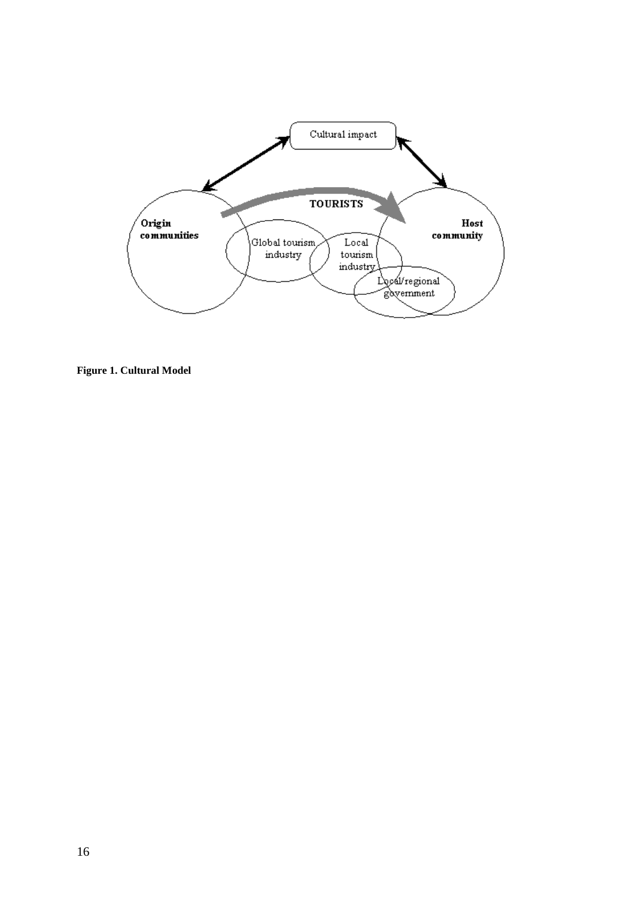Cultural impact

TOURISTS

Origin communities

Global tourism industry

Local tourism industry

Local/regional government

Host community

**Figure 1. Cultural Model**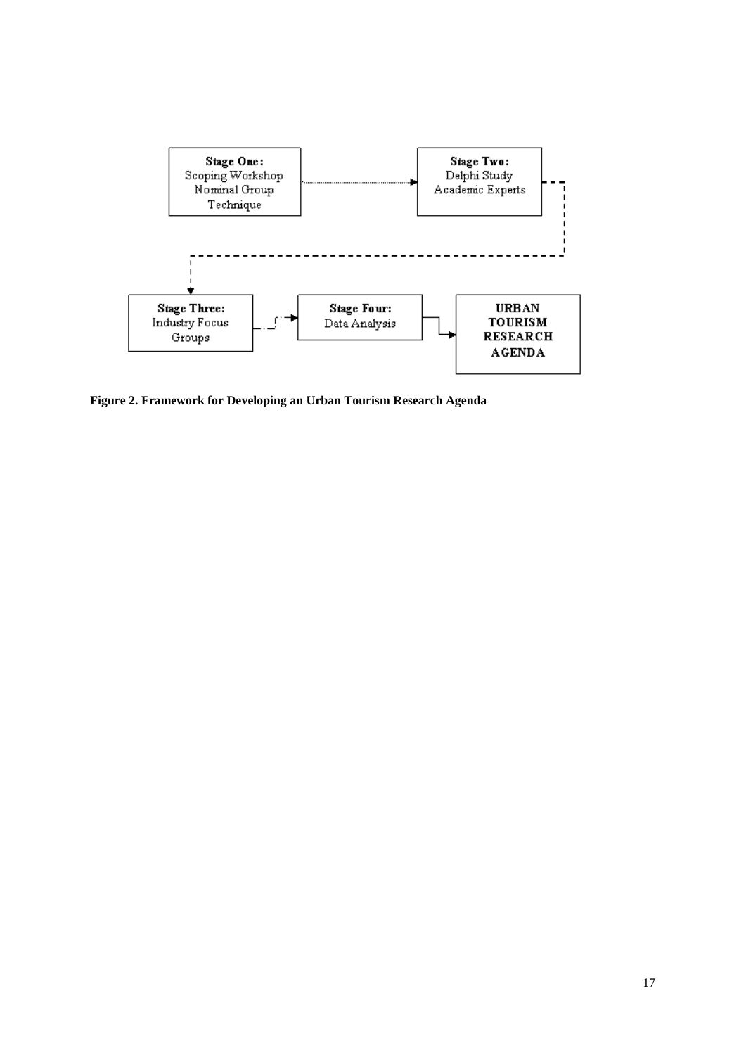**Stage One:**
Scoping Workshop
Nominal Group
Technique

**Stage Two:**
Delphi Study
Academic Experts

**Stage Three:**
Industry Focus
Groups

**Stage Four:**
Data Analysis

**URBAN TOURISM RESEARCH AGENDA**

**Figure 2. Framework for Developing an Urban Tourism Research Agenda**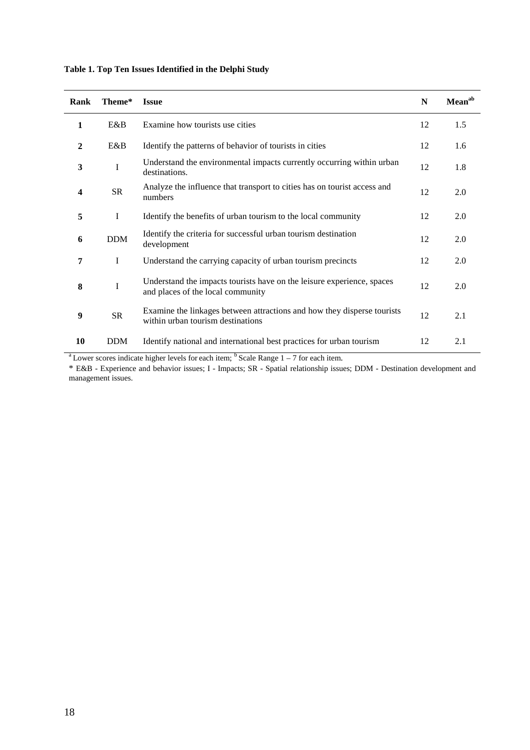**Table 1. Top Ten Issues Identified in the Delphi Study**

| Rank | Theme* | Issue | N | Mean[ab] |
|---|---|---|---|---|
| **1** | E&B | Examine how tourists use cities | 12 | 1.5 |
| **2** | E&B | Identify the patterns of behavior of tourists in cities | 12 | 1.6 |
| **3** | I | Understand the environmental impacts currently occurring within urban destinations. | 12 | 1.8 |
| **4** | SR | Analyze the influence that transport to cities has on tourist access and numbers | 12 | 2.0 |
| **5** | I | Identify the benefits of urban tourism to the local community | 12 | 2.0 |
| **6** | DDM | Identify the criteria for successful urban tourism destination development | 12 | 2.0 |
| **7** | I | Understand the carrying capacity of urban tourism precincts | 12 | 2.0 |
| **8** | I | Understand the impacts tourists have on the leisure experience, spaces and places of the local community | 12 | 2.0 |
| **9** | SR | Examine the linkages between attractions and how they disperse tourists within urban tourism destinations | 12 | 2.1 |
| **10** | DDM | Identify national and international best practices for urban tourism | 12 | 2.1 |

[a] Lower scores indicate higher levels for each item; [b] Scale Range 1 – 7 for each item.

\* E&B - Experience and behavior issues; I - Impacts; SR - Spatial relationship issues; DDM - Destination development and management issues.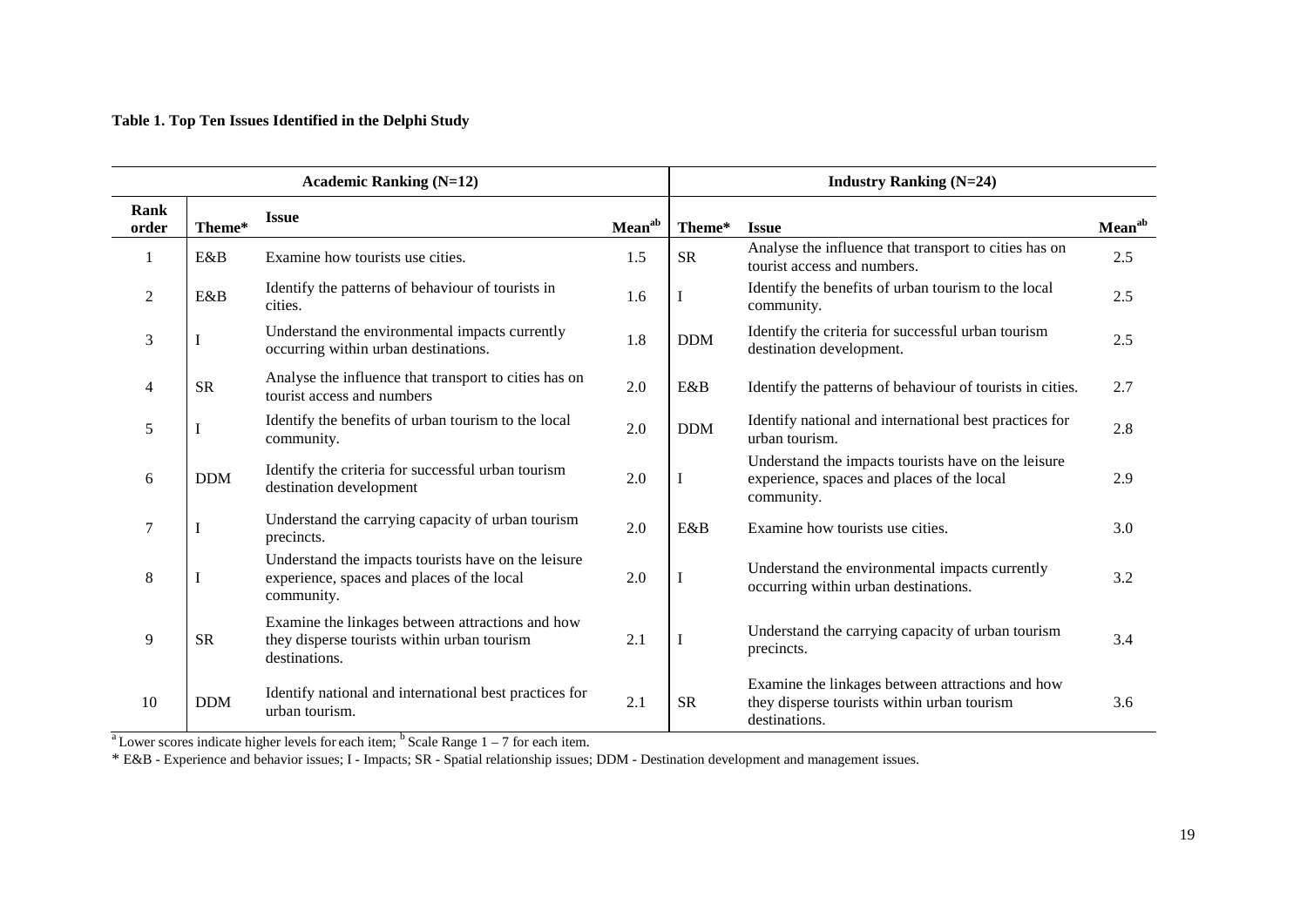**Table 1. Top Ten Issues Identified in the Delphi Study**

| | Academic Ranking (N=12) | | | Industry Ranking (N=24) | | |
|---|---|---|---|---|---|---|
| Rank order | Theme* | Issue | Mean[ab] | Theme* | Issue | Mean[ab] |
| 1 | E&B | Examine how tourists use cities. | 1.5 | SR | Analyse the influence that transport to cities has on tourist access and numbers. | 2.5 |
| 2 | E&B | Identify the patterns of behaviour of tourists in cities. | 1.6 | I | Identify the benefits of urban tourism to the local community. | 2.5 |
| 3 | I | Understand the environmental impacts currently occurring within urban destinations. | 1.8 | DDM | Identify the criteria for successful urban tourism destination development. | 2.5 |
| 4 | SR | Analyse the influence that transport to cities has on tourist access and numbers | 2.0 | E&B | Identify the patterns of behaviour of tourists in cities. | 2.7 |
| 5 | I | Identify the benefits of urban tourism to the local community. | 2.0 | DDM | Identify national and international best practices for urban tourism. | 2.8 |
| 6 | DDM | Identify the criteria for successful urban tourism destination development | 2.0 | I | Understand the impacts tourists have on the leisure experience, spaces and places of the local community. | 2.9 |
| 7 | I | Understand the carrying capacity of urban tourism precincts. | 2.0 | E&B | Examine how tourists use cities. | 3.0 |
| 8 | I | Understand the impacts tourists have on the leisure experience, spaces and places of the local community. | 2.0 | I | Understand the environmental impacts currently occurring within urban destinations. | 3.2 |
| 9 | SR | Examine the linkages between attractions and how they disperse tourists within urban tourism destinations. | 2.1 | I | Understand the carrying capacity of urban tourism precincts. | 3.4 |
| 10 | DDM | Identify national and international best practices for urban tourism. | 2.1 | SR | Examine the linkages between attractions and how they disperse tourists within urban tourism destinations. | 3.6 |

[a] Lower scores indicate higher levels for each item; [b] Scale Range 1 – 7 for each item.

\* E&B - Experience and behavior issues; I - Impacts; SR - Spatial relationship issues; DDM - Destination development and management issues.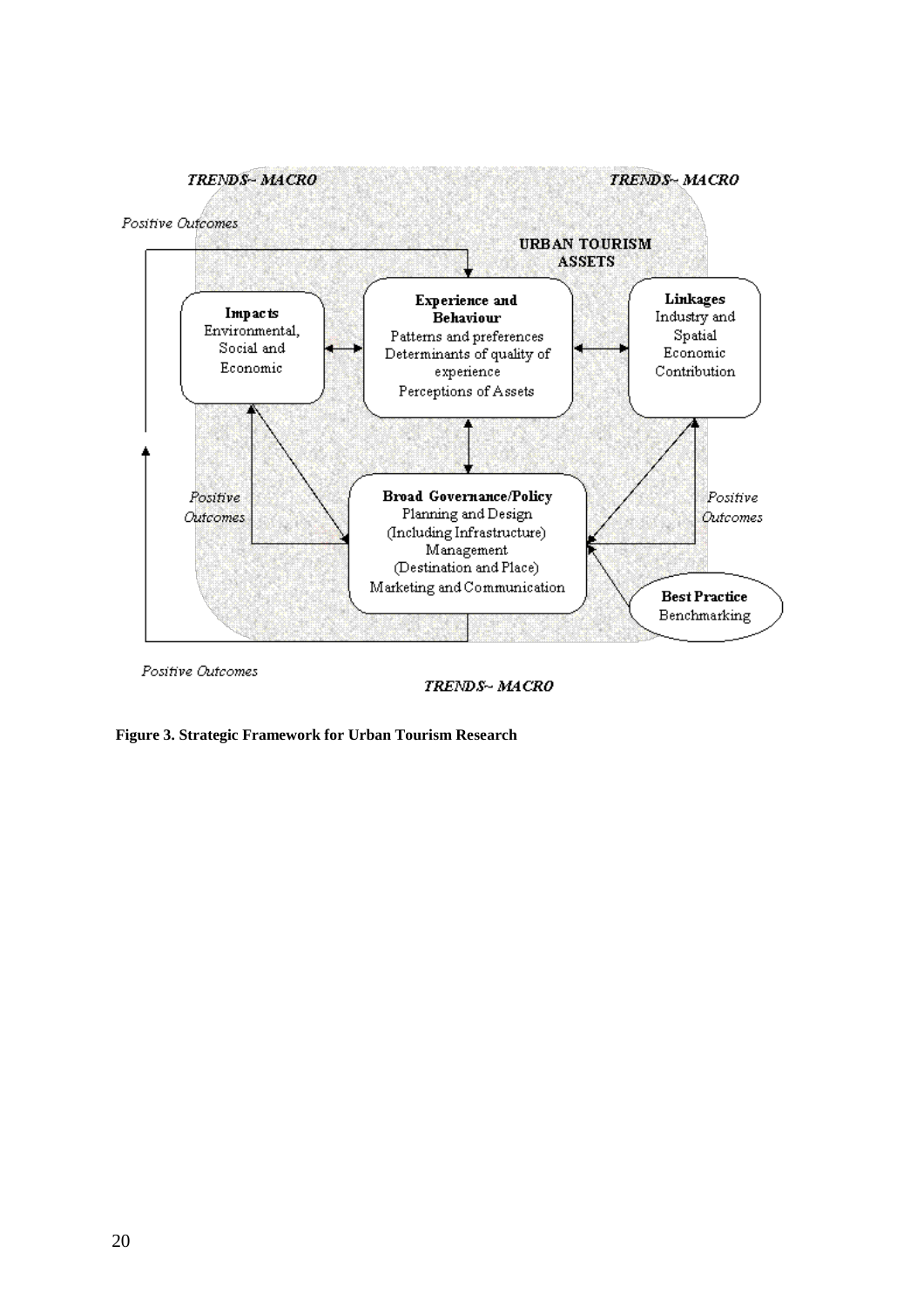TRENDS~ MACRO

TRENDS~ MACRO

*Positive Outcomes*

**URBAN TOURISM ASSETS**

**Impacts**
Environmental, Social and Economic

**Experience and Behaviour**
Patterns and preferences
Determinants of quality of experience
Perceptions of Assets

**Linkages**
Industry and Spatial
Economic Contribution

*Positive Outcomes*

**Broad Governance/Policy**
Planning and Design
(Including Infrastructure)
Management
(Destination and Place)
Marketing and Communication

*Positive Outcomes*

**Best Practice**
Benchmarking

*Positive Outcomes*

TRENDS~ MACRO

**Figure 3. Strategic Framework for Urban Tourism Research**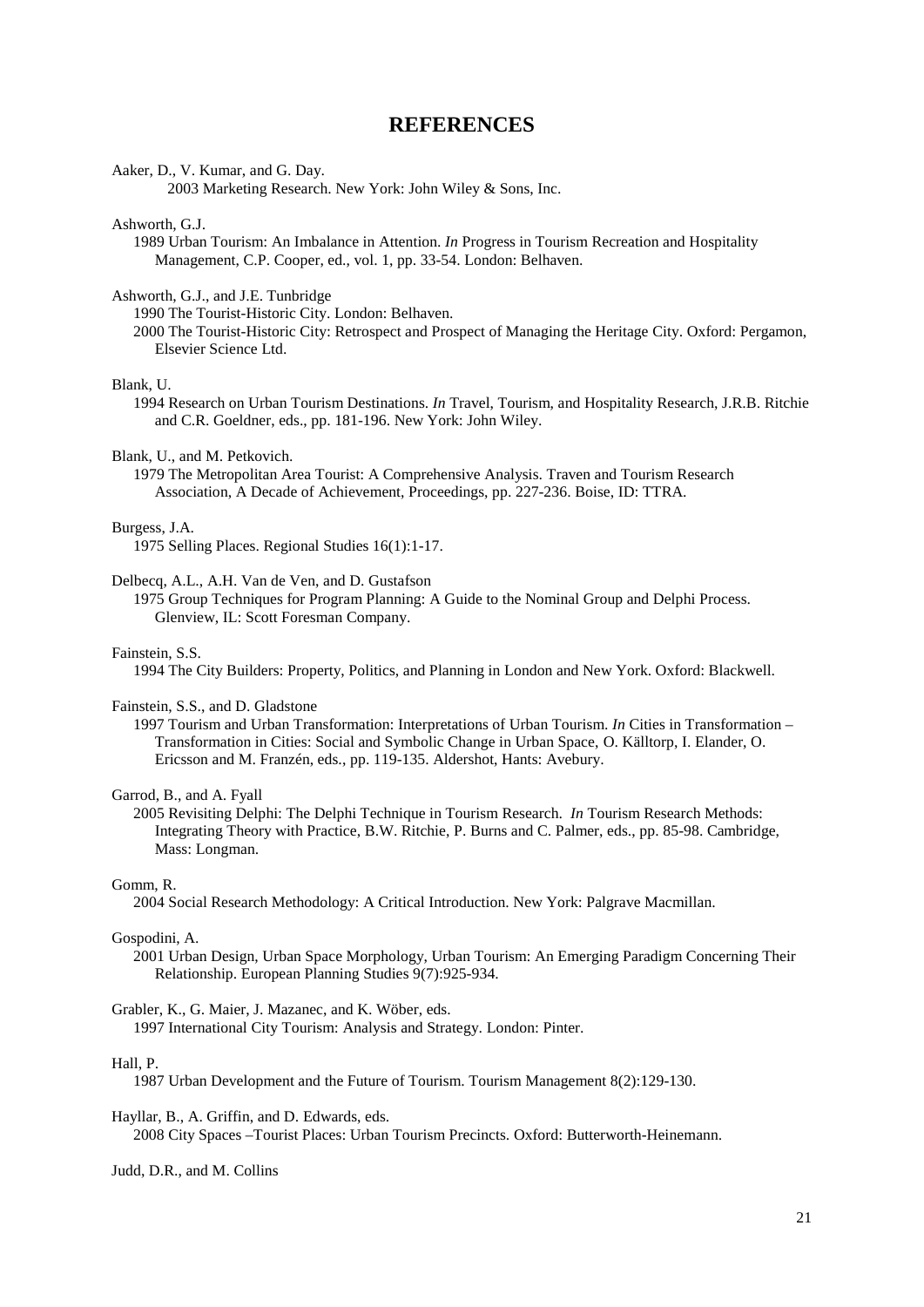# REFERENCES

Aaker, D., V. Kumar, and G. Day.
2003 Marketing Research. New York: John Wiley & Sons, Inc.

Ashworth, G.J.
1989 Urban Tourism: An Imbalance in Attention. *In* Progress in Tourism Recreation and Hospitality Management, C.P. Cooper, ed., vol. 1, pp. 33-54. London: Belhaven.

Ashworth, G.J., and J.E. Tunbridge
1990 The Tourist-Historic City. London: Belhaven.
2000 The Tourist-Historic City: Retrospect and Prospect of Managing the Heritage City. Oxford: Pergamon, Elsevier Science Ltd.

Blank, U.
1994 Research on Urban Tourism Destinations. *In* Travel, Tourism, and Hospitality Research, J.R.B. Ritchie and C.R. Goeldner, eds., pp. 181-196. New York: John Wiley.

Blank, U., and M. Petkovich.
1979 The Metropolitan Area Tourist: A Comprehensive Analysis. Traven and Tourism Research Association, A Decade of Achievement, Proceedings, pp. 227-236. Boise, ID: TTRA.

Burgess, J.A.
1975 Selling Places. Regional Studies 16(1):1-17.

Delbecq, A.L., A.H. Van de Ven, and D. Gustafson
1975 Group Techniques for Program Planning: A Guide to the Nominal Group and Delphi Process. Glenview, IL: Scott Foresman Company.

Fainstein, S.S.
1994 The City Builders: Property, Politics, and Planning in London and New York. Oxford: Blackwell.

Fainstein, S.S., and D. Gladstone
1997 Tourism and Urban Transformation: Interpretations of Urban Tourism. *In* Cities in Transformation – Transformation in Cities: Social and Symbolic Change in Urban Space, O. Källtorp, I. Elander, O. Ericsson and M. Franzén, eds., pp. 119-135. Aldershot, Hants: Avebury.

Garrod, B., and A. Fyall
2005 Revisiting Delphi: The Delphi Technique in Tourism Research. *In* Tourism Research Methods: Integrating Theory with Practice, B.W. Ritchie, P. Burns and C. Palmer, eds., pp. 85-98. Cambridge, Mass: Longman.

Gomm, R.
2004 Social Research Methodology: A Critical Introduction. New York: Palgrave Macmillan.

Gospodini, A.
2001 Urban Design, Urban Space Morphology, Urban Tourism: An Emerging Paradigm Concerning Their Relationship. European Planning Studies 9(7):925-934.

Grabler, K., G. Maier, J. Mazanec, and K. Wöber, eds.
1997 International City Tourism: Analysis and Strategy. London: Pinter.

Hall, P.
1987 Urban Development and the Future of Tourism. Tourism Management 8(2):129-130.

Hayllar, B., A. Griffin, and D. Edwards, eds.
2008 City Spaces –Tourist Places: Urban Tourism Precincts. Oxford: Butterworth-Heinemann.

Judd, D.R., and M. Collins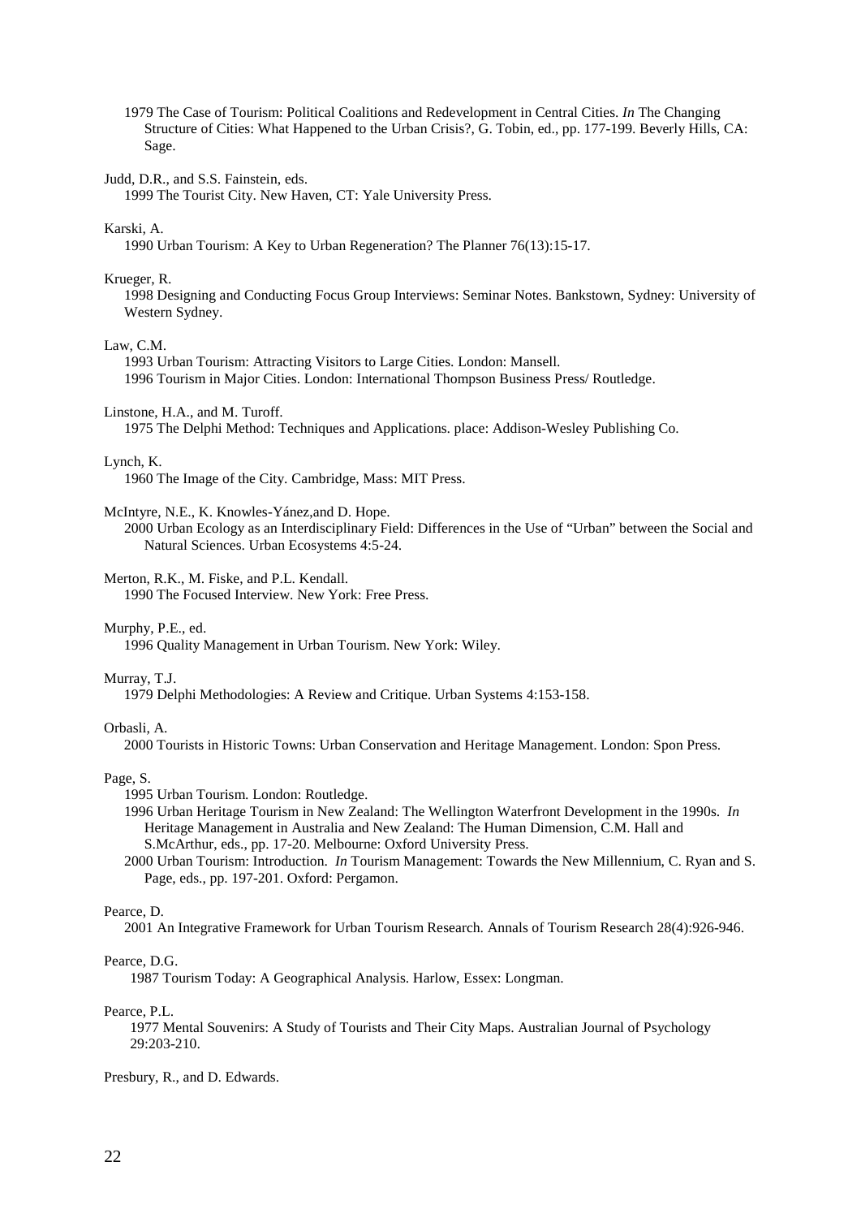1979 The Case of Tourism: Political Coalitions and Redevelopment in Central Cities. *In* The Changing Structure of Cities: What Happened to the Urban Crisis?, G. Tobin, ed., pp. 177-199. Beverly Hills, CA: Sage.

Judd, D.R., and S.S. Fainstein, eds.
1999 The Tourist City. New Haven, CT: Yale University Press.

Karski, A.
1990 Urban Tourism: A Key to Urban Regeneration? The Planner 76(13):15-17.

Krueger, R.
1998 Designing and Conducting Focus Group Interviews: Seminar Notes. Bankstown, Sydney: University of Western Sydney.

Law, C.M.
1993 Urban Tourism: Attracting Visitors to Large Cities. London: Mansell.
1996 Tourism in Major Cities. London: International Thompson Business Press/ Routledge.

Linstone, H.A., and M. Turoff.
1975 The Delphi Method: Techniques and Applications. place: Addison-Wesley Publishing Co.

Lynch, K.
1960 The Image of the City. Cambridge, Mass: MIT Press.

McIntyre, N.E., K. Knowles-Yánez,and D. Hope.
2000 Urban Ecology as an Interdisciplinary Field: Differences in the Use of "Urban" between the Social and Natural Sciences. Urban Ecosystems 4:5-24.

Merton, R.K., M. Fiske, and P.L. Kendall.
1990 The Focused Interview. New York: Free Press.

Murphy, P.E., ed.
1996 Quality Management in Urban Tourism. New York: Wiley.

Murray, T.J.
1979 Delphi Methodologies: A Review and Critique. Urban Systems 4:153-158.

Orbasli, A.
2000 Tourists in Historic Towns: Urban Conservation and Heritage Management. London: Spon Press.

Page, S.
1995 Urban Tourism. London: Routledge.
1996 Urban Heritage Tourism in New Zealand: The Wellington Waterfront Development in the 1990s. *In* Heritage Management in Australia and New Zealand: The Human Dimension, C.M. Hall and S.McArthur, eds., pp. 17-20. Melbourne: Oxford University Press.
2000 Urban Tourism: Introduction. *In* Tourism Management: Towards the New Millennium, C. Ryan and S. Page, eds., pp. 197-201. Oxford: Pergamon.

Pearce, D.
2001 An Integrative Framework for Urban Tourism Research. Annals of Tourism Research 28(4):926-946.

Pearce, D.G.
1987 Tourism Today: A Geographical Analysis. Harlow, Essex: Longman.

Pearce, P.L.
1977 Mental Souvenirs: A Study of Tourists and Their City Maps. Australian Journal of Psychology 29:203-210.

Presbury, R., and D. Edwards.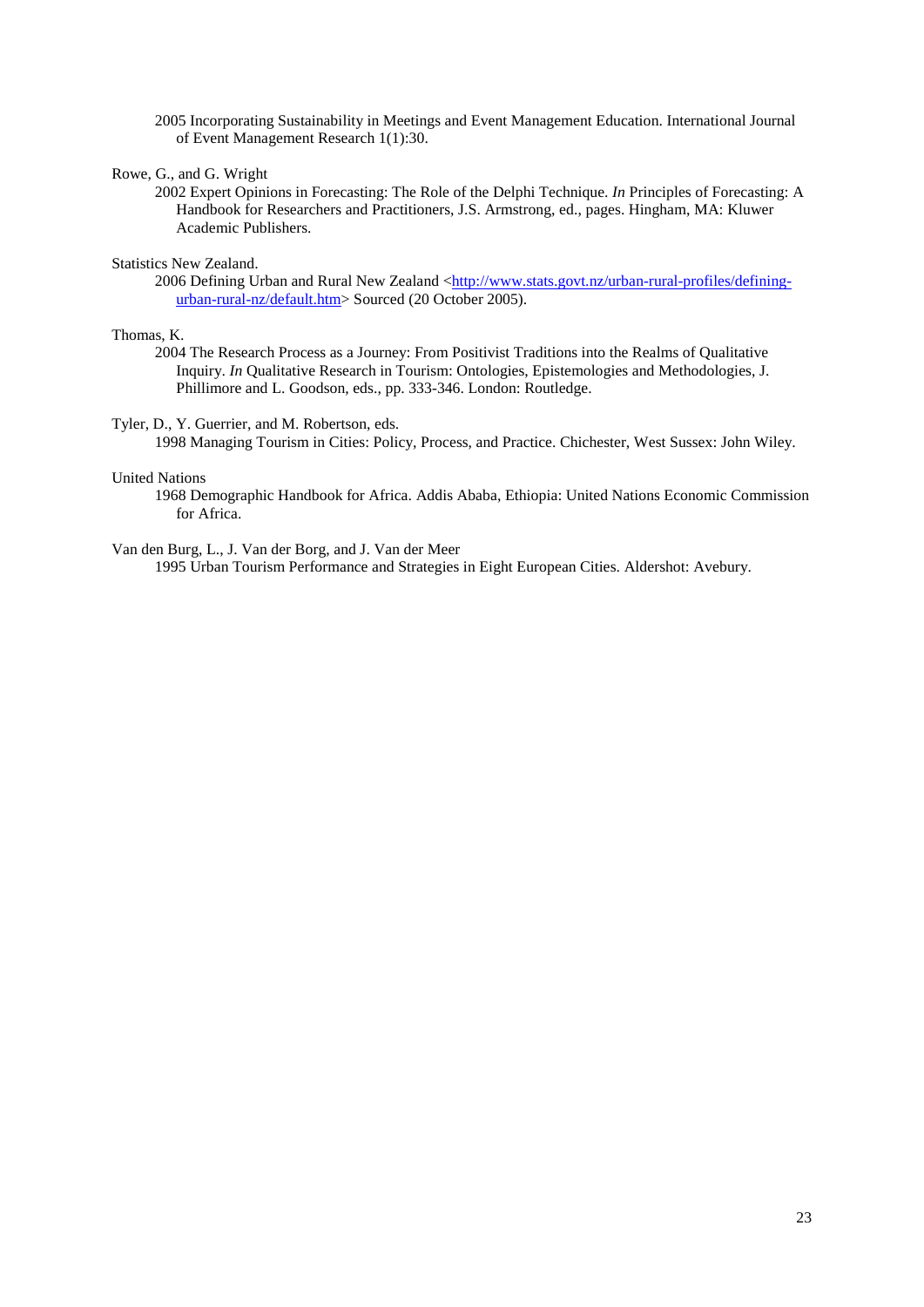2005 Incorporating Sustainability in Meetings and Event Management Education. International Journal of Event Management Research 1(1):30.

Rowe, G., and G. Wright

2002 Expert Opinions in Forecasting: The Role of the Delphi Technique. *In* Principles of Forecasting: A Handbook for Researchers and Practitioners, J.S. Armstrong, ed., pages. Hingham, MA: Kluwer Academic Publishers.

Statistics New Zealand.

2006 Defining Urban and Rural New Zealand <http://www.stats.govt.nz/urban-rural-profiles/defining-urban-rural-nz/default.htm> Sourced (20 October 2005).

Thomas, K.

2004 The Research Process as a Journey: From Positivist Traditions into the Realms of Qualitative Inquiry. *In* Qualitative Research in Tourism: Ontologies, Epistemologies and Methodologies, J. Phillimore and L. Goodson, eds., pp. 333-346. London: Routledge.

Tyler, D., Y. Guerrier, and M. Robertson, eds.

1998 Managing Tourism in Cities: Policy, Process, and Practice. Chichester, West Sussex: John Wiley.

United Nations

1968 Demographic Handbook for Africa. Addis Ababa, Ethiopia: United Nations Economic Commission for Africa.

Van den Burg, L., J. Van der Borg, and J. Van der Meer

1995 Urban Tourism Performance and Strategies in Eight European Cities. Aldershot: Avebury.